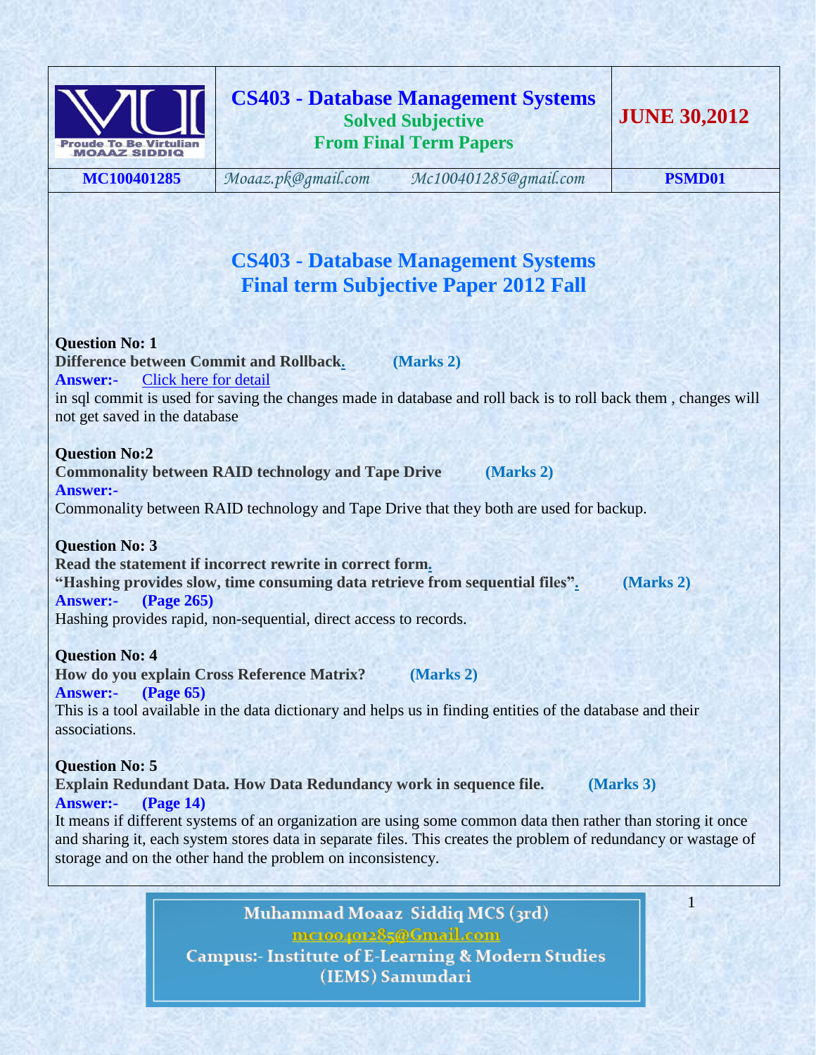| | CS403 - Database Management Systems<br>Solved Subjective<br>From Final Term Papers | JUNE 30,2012 |
|---|---|---|
| MC100401285 | Moaaz.pk@gmail.com    Mc100401285@gmail.com | PSMD01 |

# CS403 - Database Management Systems
## Final term Subjective Paper 2012 Fall

**Question No: 1**
**Difference between Commit and Rollback.** **(Marks 2)**
**Answer:-** Click here for detail
in sql commit is used for saving the changes made in database and roll back is to roll back them , changes will not get saved in the database

**Question No:2**
**Commonality between RAID technology and Tape Drive** **(Marks 2)**
**Answer:-**
Commonality between RAID technology and Tape Drive that they both are used for backup.

**Question No: 3**
**Read the statement if incorrect rewrite in correct form.**
**"Hashing provides slow, time consuming data retrieve from sequential files".** **(Marks 2)**
**Answer:-** **(Page 265)**
Hashing provides rapid, non-sequential, direct access to records.

**Question No: 4**
**How do you explain Cross Reference Matrix?** **(Marks 2)**
**Answer:-** **(Page 65)**
This is a tool available in the data dictionary and helps us in finding entities of the database and their associations.

**Question No: 5**
**Explain Redundant Data. How Data Redundancy work in sequence file.** **(Marks 3)**
**Answer:-** **(Page 14)**
It means if different systems of an organization are using some common data then rather than storing it once and sharing it, each system stores data in separate files. This creates the problem of redundancy or wastage of storage and on the other hand the problem on inconsistency.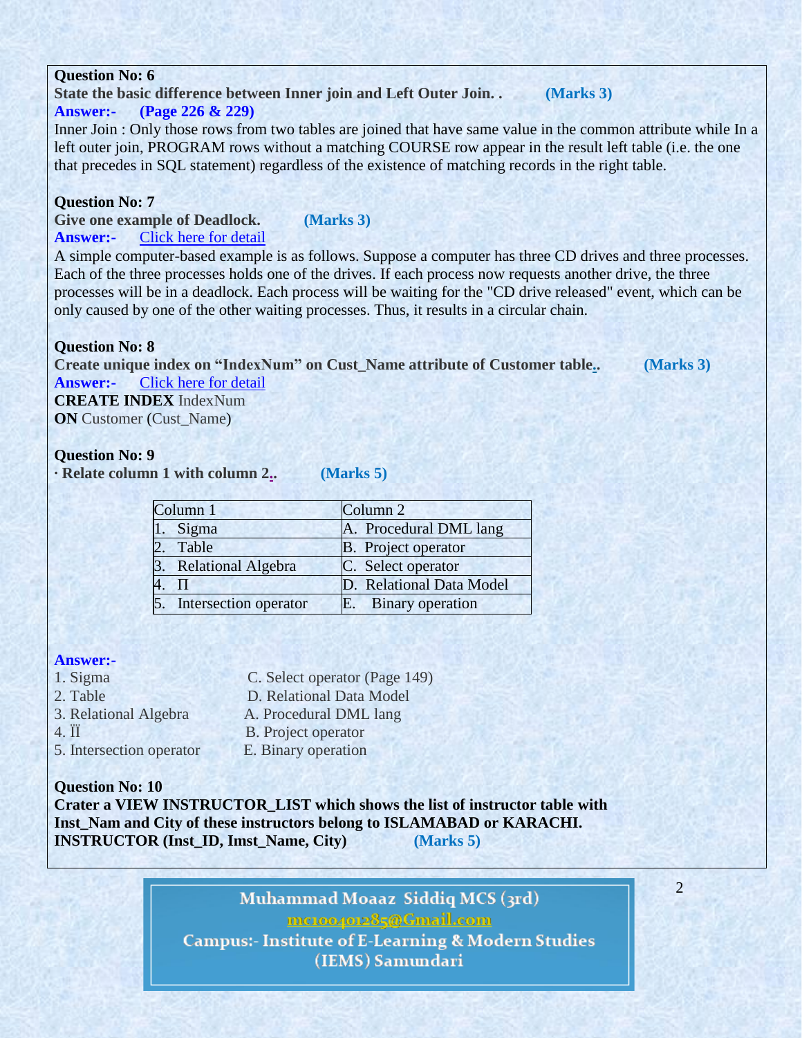**Question No: 6**

**State the basic difference between Inner join and Left Outer Join. .** **(Marks 3)**

**Answer:-** **(Page 226 & 229)**

Inner Join : Only those rows from two tables are joined that have same value in the common attribute while In a left outer join, PROGRAM rows without a matching COURSE row appear in the result left table (i.e. the one that precedes in SQL statement) regardless of the existence of matching records in the right table.

**Question No: 7**

**Give one example of Deadlock.** **(Marks 3)**

**Answer:-** Click here for detail

A simple computer-based example is as follows. Suppose a computer has three CD drives and three processes. Each of the three processes holds one of the drives. If each process now requests another drive, the three processes will be in a deadlock. Each process will be waiting for the "CD drive released" event, which can be only caused by one of the other waiting processes. Thus, it results in a circular chain.

**Question No: 8**

**Create unique index on "IndexNum" on Cust_Name attribute of Customer table..** **(Marks 3)**

**Answer:-** Click here for detail

**CREATE INDEX** IndexNum
**ON** Customer (Cust_Name)

**Question No: 9**

**· Relate column 1 with column 2..** **(Marks 5)**

| Column 1 | Column 2 |
|---|---|
| 1. Sigma | A. Procedural DML lang |
| 2. Table | B. Project operator |
| 3. Relational Algebra | C. Select operator |
| 4. Π | D. Relational Data Model |
| 5. Intersection operator | E. Binary operation |

**Answer:-**

1. Sigma — C. Select operator (Page 149)
2. Table — D. Relational Data Model
3. Relational Algebra — A. Procedural DML lang
4. Ïİ — B. Project operator
5. Intersection operator — E. Binary operation

**Question No: 10**

**Crater a VIEW INSTRUCTOR_LIST which shows the list of instructor table with Inst_Nam and City of these instructors belong to ISLAMABAD or KARACHI.**
**INSTRUCTOR (Inst_ID, Imst_Name, City)** **(Marks 5)**

Muhammad Moaaz Siddiq MCS (3rd)
mc100401285@Gmail.com
Campus:- Institute of E-Learning & Modern Studies (IEMS) Samundari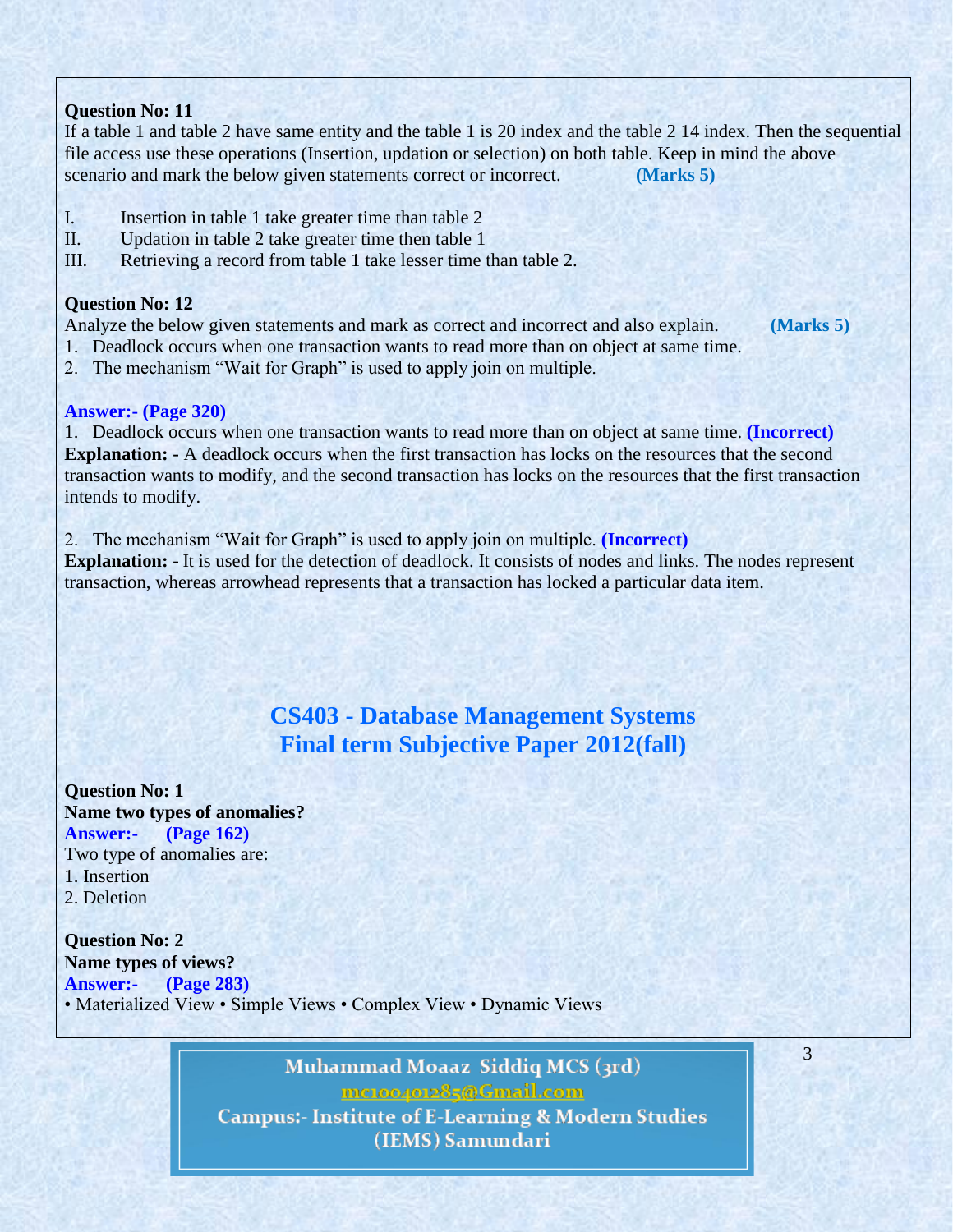**Question No: 11**

If a table 1 and table 2 have same entity and the table 1 is 20 index and the table 2 14 index. Then the sequential file access use these operations (Insertion, updation or selection) on both table. Keep in mind the above scenario and mark the below given statements correct or incorrect. **(Marks 5)**

I. Insertion in table 1 take greater time than table 2
II. Updation in table 2 take greater time then table 1
III. Retrieving a record from table 1 take lesser time than table 2.

**Question No: 12**

Analyze the below given statements and mark as correct and incorrect and also explain. **(Marks 5)**

1. Deadlock occurs when one transaction wants to read more than on object at same time.
2. The mechanism "Wait for Graph" is used to apply join on multiple.

**Answer:- (Page 320)**

1. Deadlock occurs when one transaction wants to read more than on object at same time. **(Incorrect)**

**Explanation:** - A deadlock occurs when the first transaction has locks on the resources that the second transaction wants to modify, and the second transaction has locks on the resources that the first transaction intends to modify.

2. The mechanism "Wait for Graph" is used to apply join on multiple. **(Incorrect)**

**Explanation: -** It is used for the detection of deadlock. It consists of nodes and links. The nodes represent transaction, whereas arrowhead represents that a transaction has locked a particular data item.

## CS403 - Database Management Systems
## Final term Subjective Paper 2012(fall)

**Question No: 1**
**Name two types of anomalies?**
**Answer:- (Page 162)**
Two type of anomalies are:
1. Insertion
2. Deletion

**Question No: 2**
**Name types of views?**
**Answer:- (Page 283)**
• Materialized View • Simple Views • Complex View • Dynamic Views

Muhammad Moaaz Siddiq MCS (3rd)
mc100401285@Gmail.com
Campus:- Institute of E-Learning & Modern Studies (IEMS) Samundari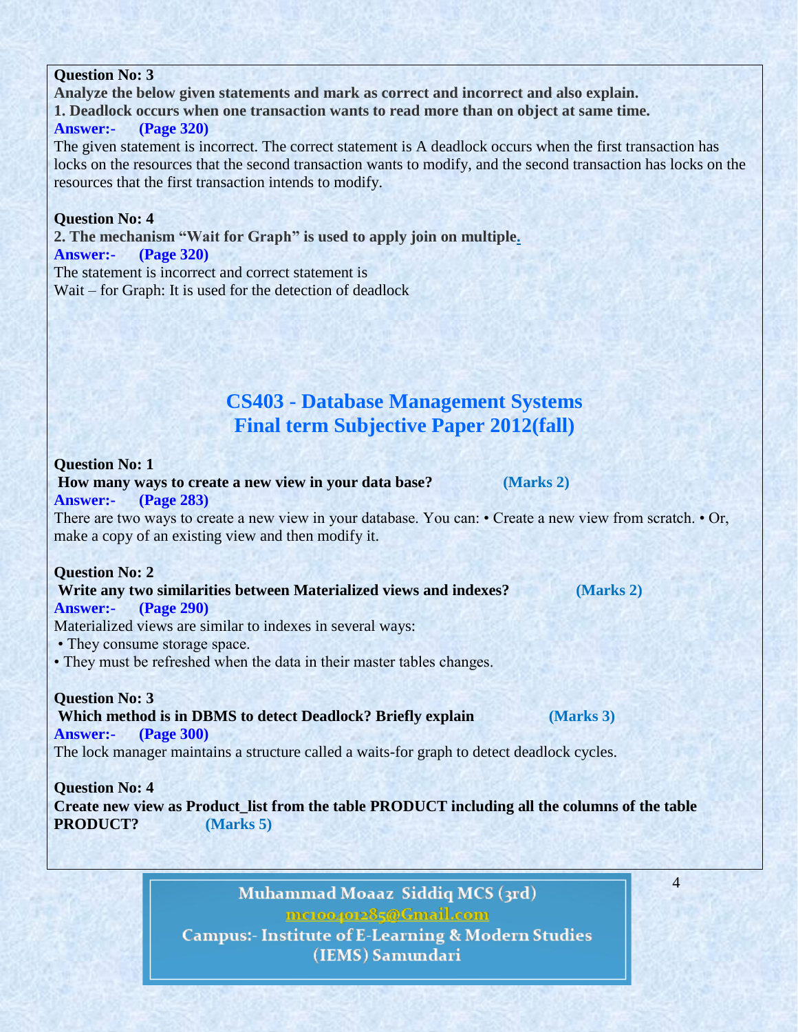**Question No: 3**

**Analyze the below given statements and mark as correct and incorrect and also explain.**

**1. Deadlock occurs when one transaction wants to read more than on object at same time.**

**Answer:- (Page 320)**

The given statement is incorrect. The correct statement is A deadlock occurs when the first transaction has locks on the resources that the second transaction wants to modify, and the second transaction has locks on the resources that the first transaction intends to modify.

**Question No: 4**

**2. The mechanism "Wait for Graph" is used to apply join on multiple.**

**Answer:- (Page 320)**

The statement is incorrect and correct statement is

Wait – for Graph: It is used for the detection of deadlock

## CS403 - Database Management Systems
## Final term Subjective Paper 2012(fall)

**Question No: 1**

**How many ways to create a new view in your data base? (Marks 2)**

**Answer:- (Page 283)**

There are two ways to create a new view in your database. You can: • Create a new view from scratch. • Or, make a copy of an existing view and then modify it.

**Question No: 2**

**Write any two similarities between Materialized views and indexes? (Marks 2)**

**Answer:- (Page 290)**

Materialized views are similar to indexes in several ways:

- They consume storage space.
- They must be refreshed when the data in their master tables changes.

**Question No: 3**

**Which method is in DBMS to detect Deadlock? Briefly explain (Marks 3)**

**Answer:- (Page 300)**

The lock manager maintains a structure called a waits-for graph to detect deadlock cycles.

**Question No: 4**

**Create new view as Product_list from the table PRODUCT including all the columns of the table PRODUCT? (Marks 5)**

Muhammad Moaaz Siddiq MCS (3rd)
mc100401285@Gmail.com
Campus:- Institute of E-Learning & Modern Studies (IEMS) Samundari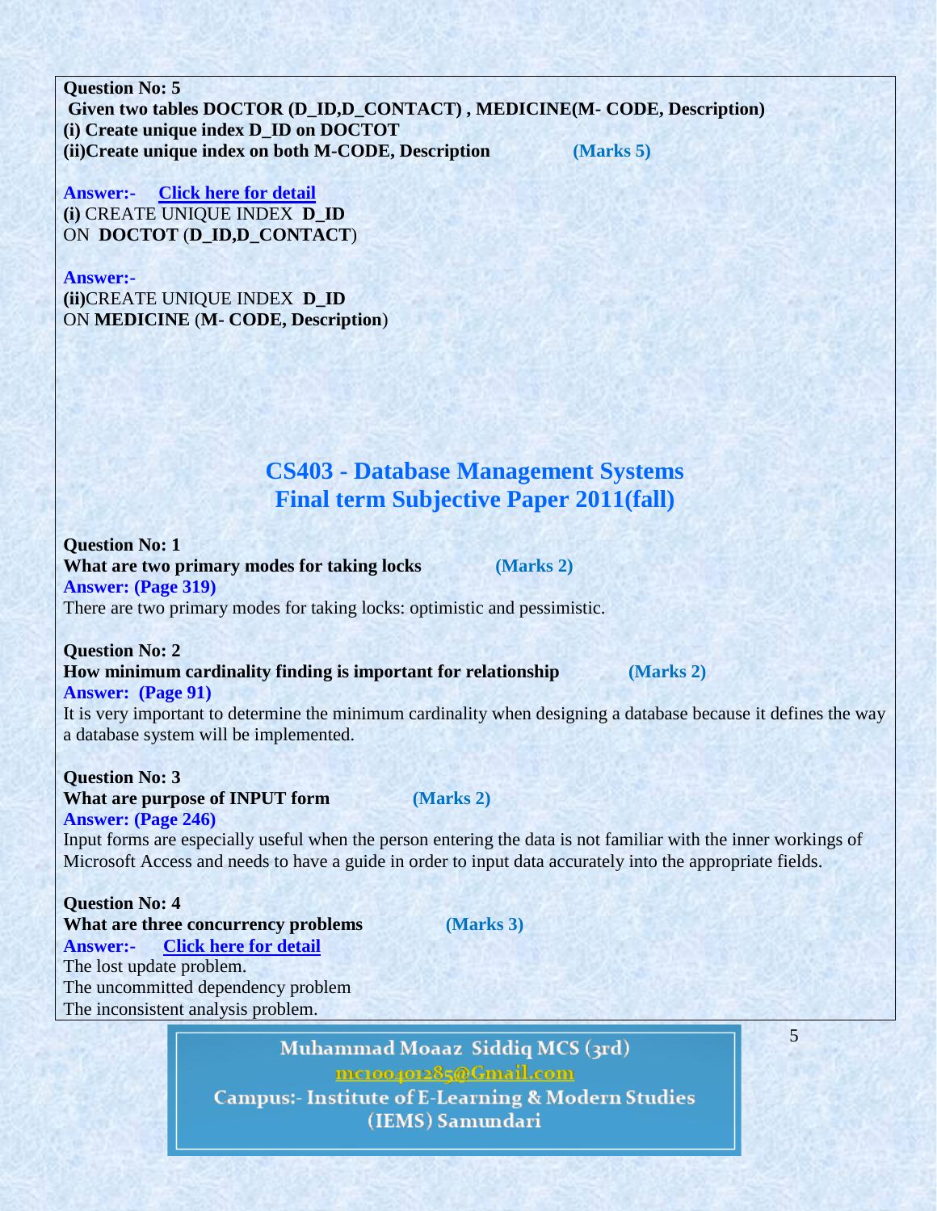**Question No: 5**
**Given two tables DOCTOR (D_ID,D_CONTACT) , MEDICINE(M- CODE, Description)**
**(i) Create unique index D_ID on DOCTOT**
**(ii)Create unique index on both M-CODE, Description** **(Marks 5)**

**Answer:-** **Click here for detail**
**(i)** CREATE UNIQUE INDEX **D_ID**
ON **DOCTOT** (**D_ID,D_CONTACT**)

**Answer:-**
**(ii)**CREATE UNIQUE INDEX **D_ID**
ON **MEDICINE** (**M- CODE, Description**)

## CS403 - Database Management Systems
## Final term Subjective Paper 2011(fall)

**Question No: 1**
**What are two primary modes for taking locks** **(Marks 2)**
**Answer: (Page 319)**
There are two primary modes for taking locks: optimistic and pessimistic.

**Question No: 2**
**How minimum cardinality finding is important for relationship** **(Marks 2)**
**Answer: (Page 91)**
It is very important to determine the minimum cardinality when designing a database because it defines the way a database system will be implemented.

**Question No: 3**
**What are purpose of INPUT form** **(Marks 2)**
**Answer: (Page 246)**
Input forms are especially useful when the person entering the data is not familiar with the inner workings of Microsoft Access and needs to have a guide in order to input data accurately into the appropriate fields.

**Question No: 4**
**What are three concurrency problems** **(Marks 3)**
**Answer:-** **Click here for detail**
The lost update problem.
The uncommitted dependency problem
The inconsistent analysis problem.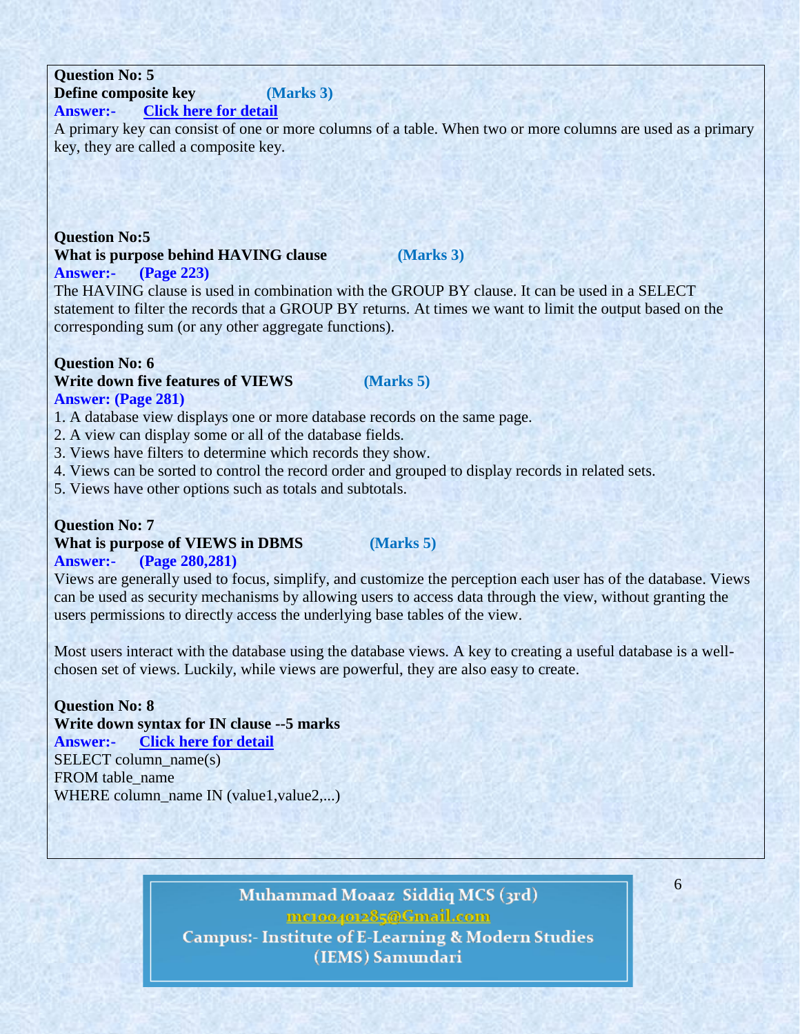**Question No: 5**
**Define composite key** **(Marks 3)**
**Answer:-** **Click here for detail**
A primary key can consist of one or more columns of a table. When two or more columns are used as a primary key, they are called a composite key.

**Question No:5**
**What is purpose behind HAVING clause** **(Marks 3)**
**Answer:-** **(Page 223)**
The HAVING clause is used in combination with the GROUP BY clause. It can be used in a SELECT statement to filter the records that a GROUP BY returns. At times we want to limit the output based on the corresponding sum (or any other aggregate functions).

**Question No: 6**
**Write down five features of VIEWS** **(Marks 5)**
**Answer: (Page 281)**
1. A database view displays one or more database records on the same page.
2. A view can display some or all of the database fields.
3. Views have filters to determine which records they show.
4. Views can be sorted to control the record order and grouped to display records in related sets.
5. Views have other options such as totals and subtotals.

**Question No: 7**
**What is purpose of VIEWS in DBMS** **(Marks 5)**
**Answer:-** **(Page 280,281)**
Views are generally used to focus, simplify, and customize the perception each user has of the database. Views can be used as security mechanisms by allowing users to access data through the view, without granting the users permissions to directly access the underlying base tables of the view.

Most users interact with the database using the database views. A key to creating a useful database is a well-chosen set of views. Luckily, while views are powerful, they are also easy to create.

**Question No: 8**
**Write down syntax for IN clause --5 marks**
**Answer:-** **Click here for detail**

```
SELECT column_name(s)
FROM table_name
WHERE column_name IN (value1,value2,...)
```

Muhammad Moaaz Siddiq MCS (3rd)
mc100401285@Gmail.com
Campus:- Institute of E-Learning & Modern Studies
(IEMS) Samundari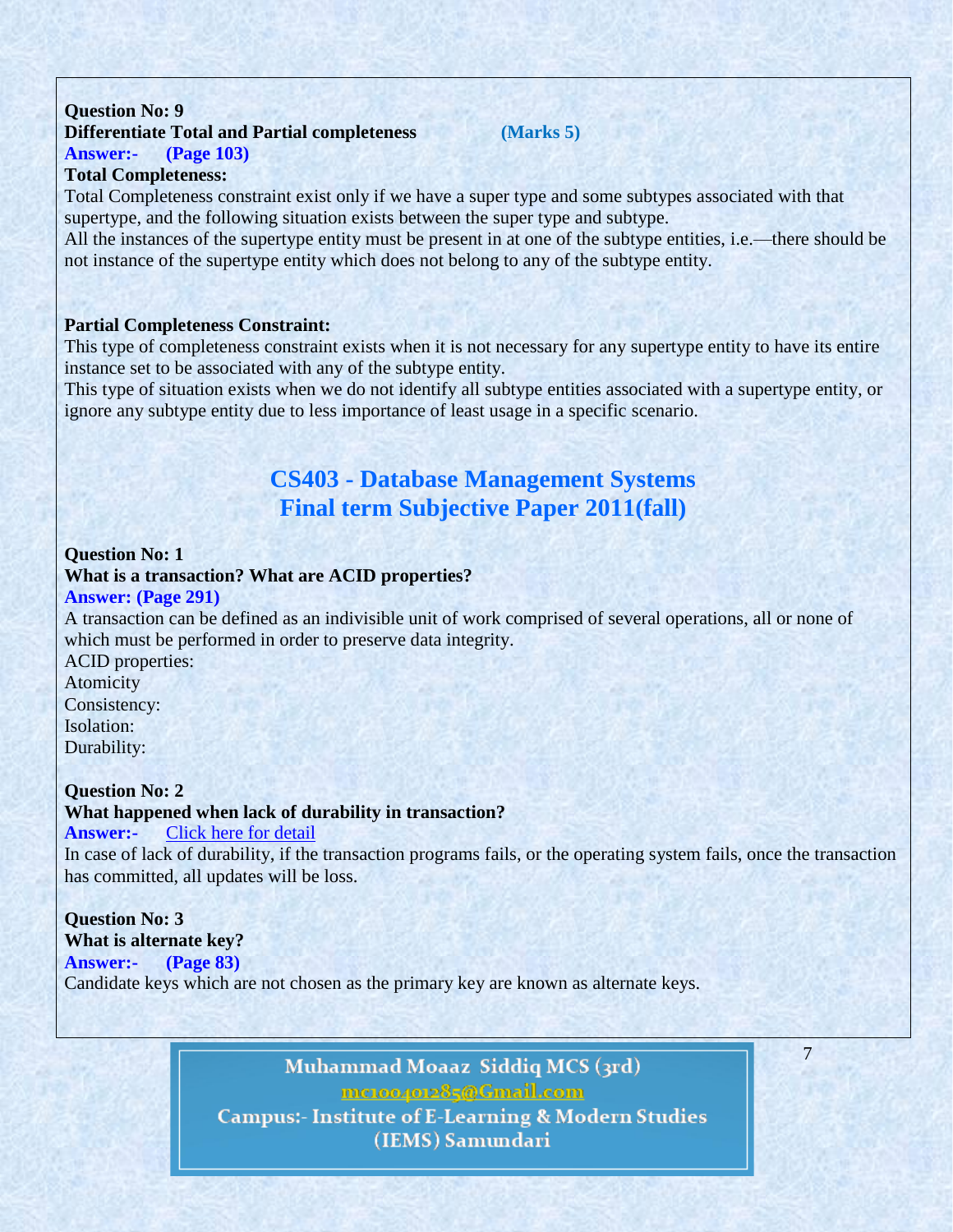**Question No: 9**

**Differentiate Total and Partial completeness** **(Marks 5)**

**Answer:- (Page 103)**

**Total Completeness:**

Total Completeness constraint exist only if we have a super type and some subtypes associated with that supertype, and the following situation exists between the super type and subtype.

All the instances of the supertype entity must be present in at one of the subtype entities, i.e.—there should be not instance of the supertype entity which does not belong to any of the subtype entity.

**Partial Completeness Constraint:**

This type of completeness constraint exists when it is not necessary for any supertype entity to have its entire instance set to be associated with any of the subtype entity.

This type of situation exists when we do not identify all subtype entities associated with a supertype entity, or ignore any subtype entity due to less importance of least usage in a specific scenario.

## CS403 - Database Management Systems
## Final term Subjective Paper 2011(fall)

**Question No: 1**

**What is a transaction? What are ACID properties?**

**Answer: (Page 291)**

A transaction can be defined as an indivisible unit of work comprised of several operations, all or none of which must be performed in order to preserve data integrity.

ACID properties:

Atomicity

Consistency:

Isolation:

Durability:

**Question No: 2**

**What happened when lack of durability in transaction?**

**Answer:-** Click here for detail

In case of lack of durability, if the transaction programs fails, or the operating system fails, once the transaction has committed, all updates will be loss.

**Question No: 3**

**What is alternate key?**

**Answer:- (Page 83)**

Candidate keys which are not chosen as the primary key are known as alternate keys.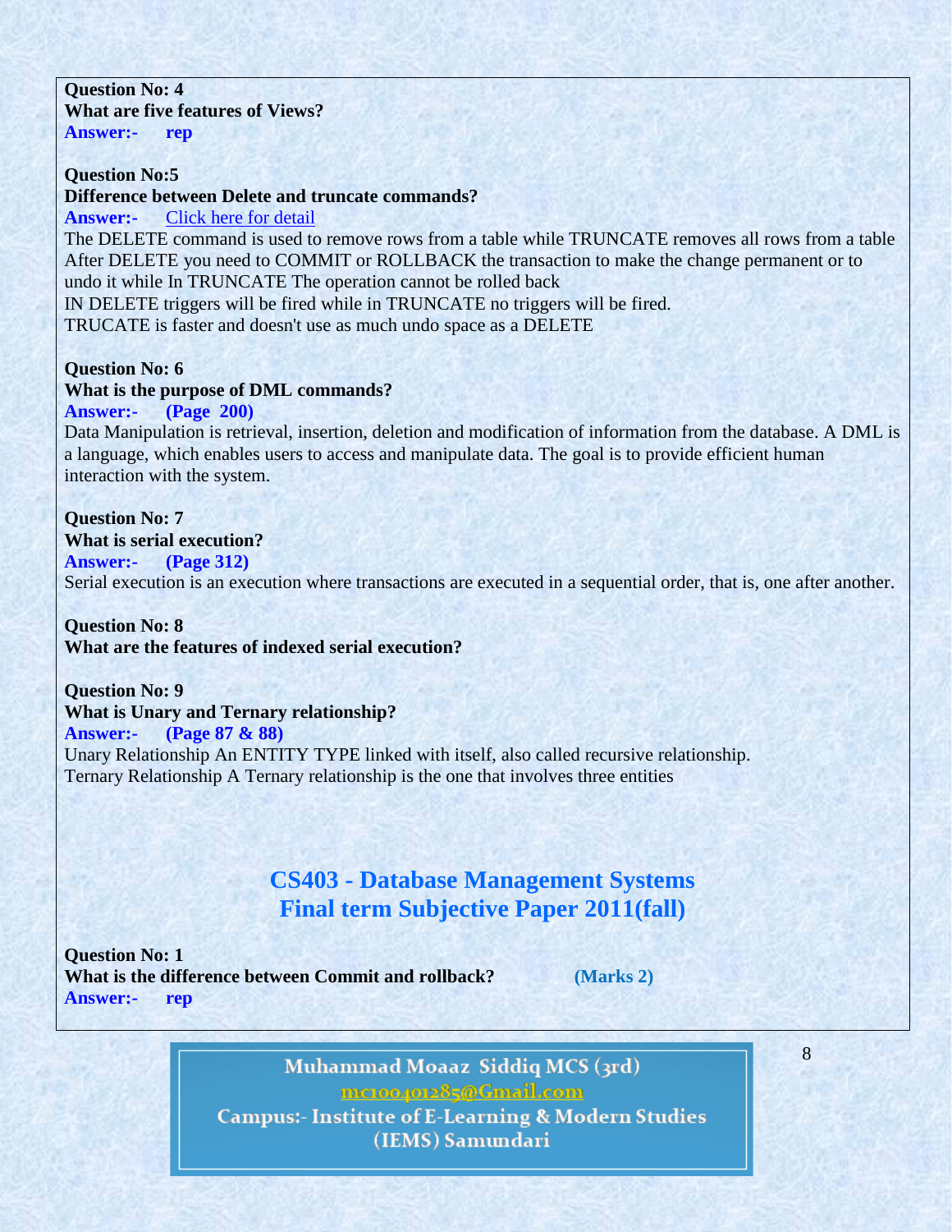**Question No: 4**
**What are five features of Views?**
**Answer:-  rep**

**Question No:5**
**Difference between Delete and truncate commands?**
**Answer:-** Click here for detail

The DELETE command is used to remove rows from a table while TRUNCATE removes all rows from a table After DELETE you need to COMMIT or ROLLBACK the transaction to make the change permanent or to undo it while In TRUNCATE The operation cannot be rolled back
IN DELETE triggers will be fired while in TRUNCATE no triggers will be fired.
TRUCATE is faster and doesn't use as much undo space as a DELETE

**Question No: 6**
**What is the purpose of DML commands?**
**Answer:-  (Page 200)**

Data Manipulation is retrieval, insertion, deletion and modification of information from the database. A DML is a language, which enables users to access and manipulate data. The goal is to provide efficient human interaction with the system.

**Question No: 7**
**What is serial execution?**
**Answer:-  (Page 312)**

Serial execution is an execution where transactions are executed in a sequential order, that is, one after another.

**Question No: 8**
**What are the features of indexed serial execution?**

**Question No: 9**
**What is Unary and Ternary relationship?**
**Answer:-  (Page 87 & 88)**

Unary Relationship An ENTITY TYPE linked with itself, also called recursive relationship.
Ternary Relationship A Ternary relationship is the one that involves three entities

## CS403 - Database Management Systems
## Final term Subjective Paper 2011(fall)

**Question No: 1**
**What is the difference between Commit and rollback?  (Marks 2)**
**Answer:-  rep**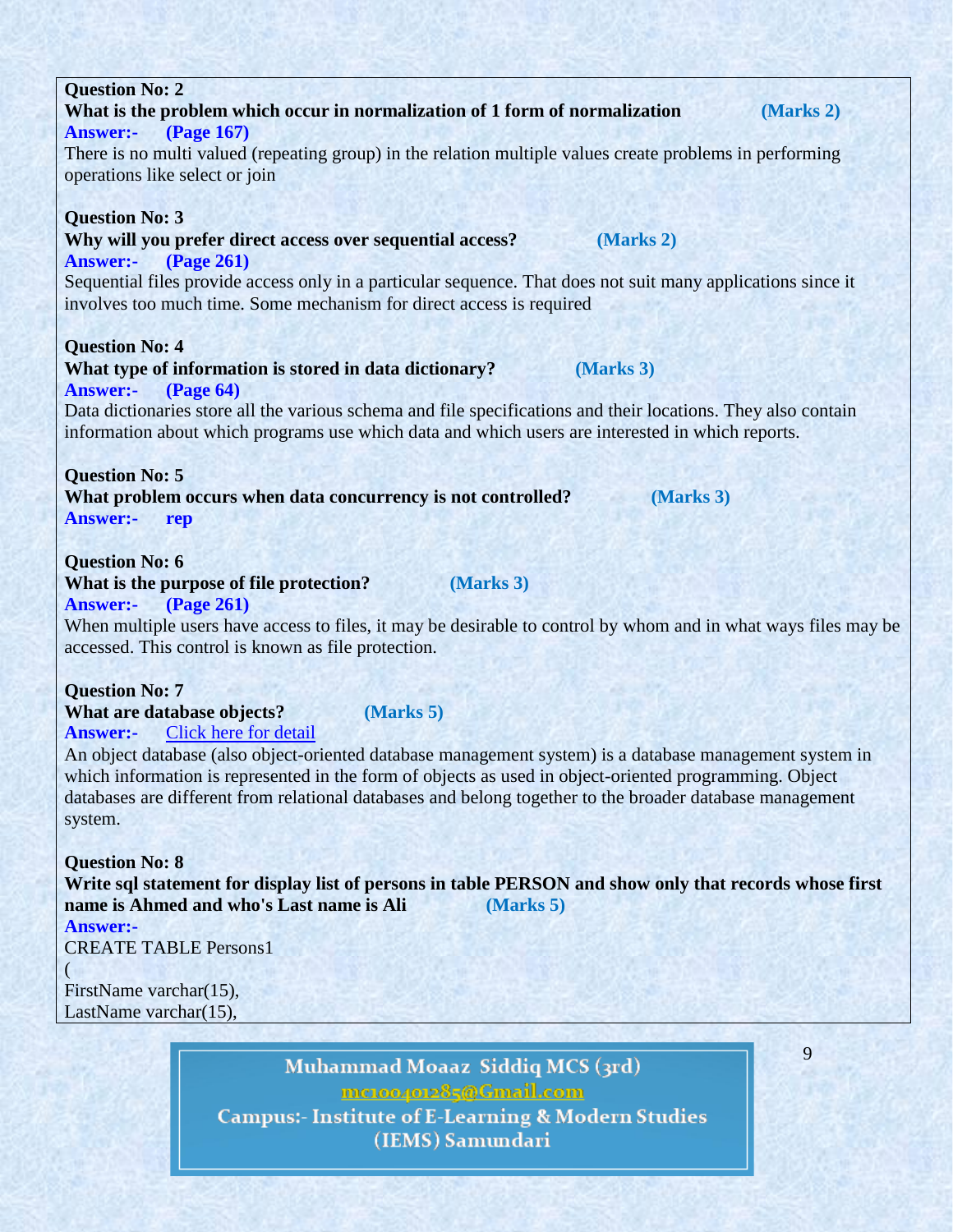**Question No: 2**

**What is the problem which occur in normalization of 1 form of normalization (Marks 2)**

**Answer:- (Page 167)**

There is no multi valued (repeating group) in the relation multiple values create problems in performing operations like select or join

**Question No: 3**

**Why will you prefer direct access over sequential access? (Marks 2)**

**Answer:- (Page 261)**

Sequential files provide access only in a particular sequence. That does not suit many applications since it involves too much time. Some mechanism for direct access is required

**Question No: 4**

**What type of information is stored in data dictionary? (Marks 3)**

**Answer:- (Page 64)**

Data dictionaries store all the various schema and file specifications and their locations. They also contain information about which programs use which data and which users are interested in which reports.

**Question No: 5**

**What problem occurs when data concurrency is not controlled? (Marks 3)**

**Answer:- rep**

**Question No: 6**

**What is the purpose of file protection? (Marks 3)**

**Answer:- (Page 261)**

When multiple users have access to files, it may be desirable to control by whom and in what ways files may be accessed. This control is known as file protection.

**Question No: 7**

**What are database objects? (Marks 5)**

**Answer:-** Click here for detail

An object database (also object-oriented database management system) is a database management system in which information is represented in the form of objects as used in object-oriented programming. Object databases are different from relational databases and belong together to the broader database management system.

**Question No: 8**

**Write sql statement for display list of persons in table PERSON and show only that records whose first name is Ahmed and who's Last name is Ali (Marks 5)**

**Answer:-**

```
CREATE TABLE Persons1
(
FirstName varchar(15),
LastName varchar(15),
```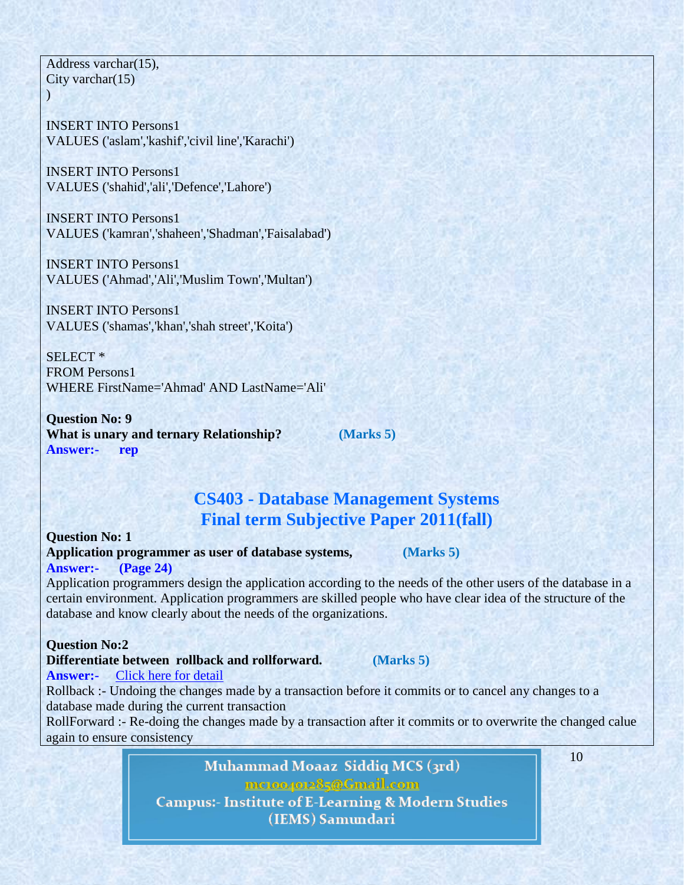```
Address varchar(15),
City varchar(15)
)

INSERT INTO Persons1
VALUES ('aslam','kashif','civil line','Karachi')

INSERT INTO Persons1
VALUES ('shahid','ali','Defence','Lahore')

INSERT INTO Persons1
VALUES ('kamran','shaheen','Shadman','Faisalabad')

INSERT INTO Persons1
VALUES ('Ahmad','Ali','Muslim Town','Multan')

INSERT INTO Persons1
VALUES ('shamas','khan','shah street','Koita')

SELECT *
FROM Persons1
WHERE FirstName='Ahmad' AND LastName='Ali'
```

**Question No: 9**
**What is unary and ternary Relationship?** **(Marks 5)**
**Answer:- rep**

## CS403 - Database Management Systems
## Final term Subjective Paper 2011(fall)

**Question No: 1**
**Application programmer as user of database systems,** **(Marks 5)**
**Answer:- (Page 24)**
Application programmers design the application according to the needs of the other users of the database in a certain environment. Application programmers are skilled people who have clear idea of the structure of the database and know clearly about the needs of the organizations.

**Question No:2**
**Differentiate between rollback and rollforward.** **(Marks 5)**
**Answer:-** Click here for detail
Rollback :- Undoing the changes made by a transaction before it commits or to cancel any changes to a database made during the current transaction
RollForward :- Re-doing the changes made by a transaction after it commits or to overwrite the changed calue again to ensure consistency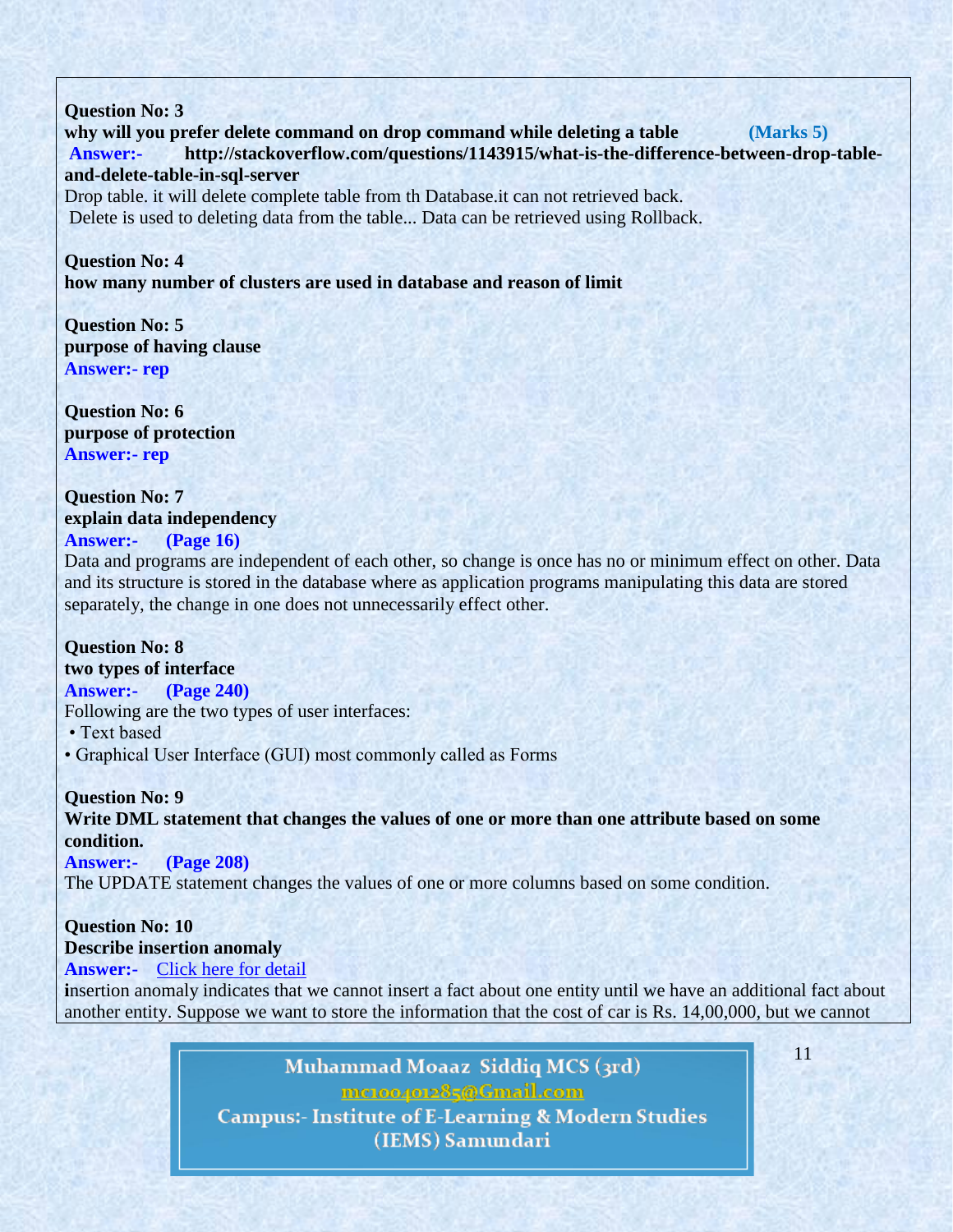**Question No: 3**

**why will you prefer delete command on drop command while deleting a table (Marks 5)**

**Answer:- http://stackoverflow.com/questions/1143915/what-is-the-difference-between-drop-table-and-delete-table-in-sql-server**

Drop table. it will delete complete table from th Database.it can not retrieved back.

Delete is used to deleting data from the table... Data can be retrieved using Rollback.

**Question No: 4**

**how many number of clusters are used in database and reason of limit**

**Question No: 5**

**purpose of having clause**

**Answer:- rep**

**Question No: 6**

**purpose of protection**

**Answer:- rep**

**Question No: 7**

**explain data independency**

**Answer:- (Page 16)**

Data and programs are independent of each other, so change is once has no or minimum effect on other. Data and its structure is stored in the database where as application programs manipulating this data are stored separately, the change in one does not unnecessarily effect other.

**Question No: 8**

**two types of interface**

**Answer:- (Page 240)**

Following are the two types of user interfaces:

- Text based
- Graphical User Interface (GUI) most commonly called as Forms

**Question No: 9**

**Write DML statement that changes the values of one or more than one attribute based on some condition.**

**Answer:- (Page 208)**

The UPDATE statement changes the values of one or more columns based on some condition.

**Question No: 10**

**Describe insertion anomaly**

**Answer:-** Click here for detail

**i**nsertion anomaly indicates that we cannot insert a fact about one entity until we have an additional fact about another entity. Suppose we want to store the information that the cost of car is Rs. 14,00,000, but we cannot

Muhammad Moaaz Siddiq MCS (3rd)
mc100401285@Gmail.com
Campus:- Institute of E-Learning & Modern Studies (IEMS) Samundari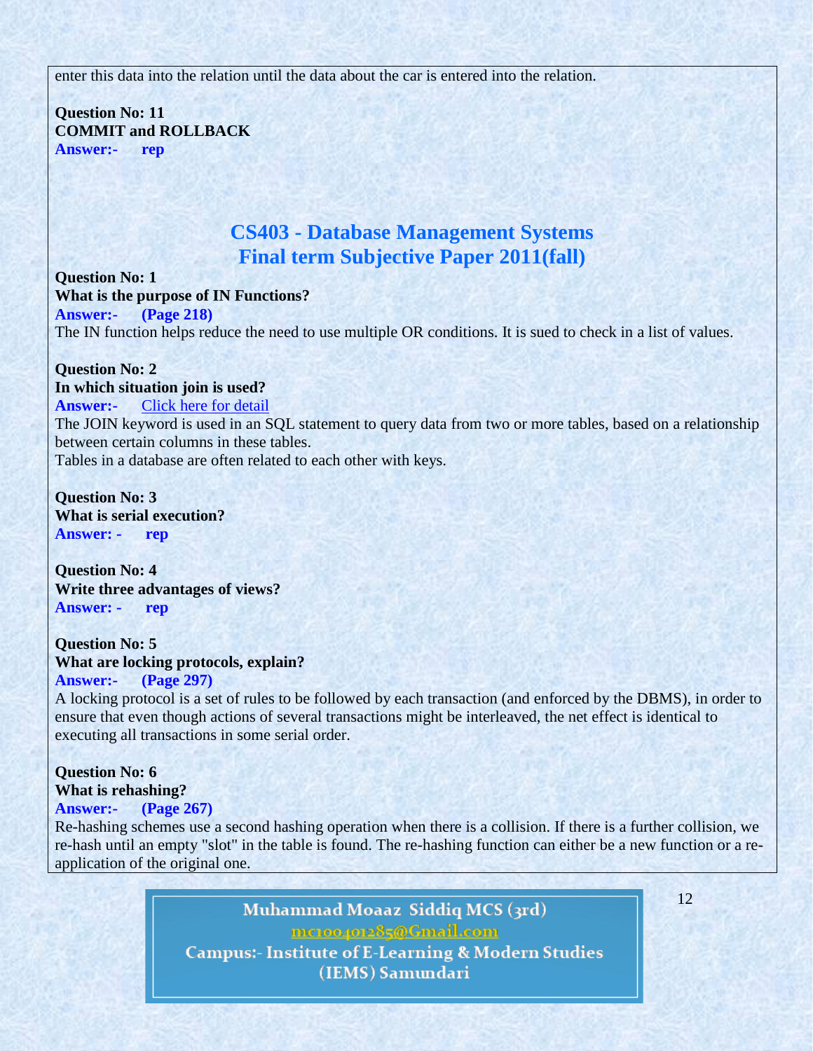enter this data into the relation until the data about the car is entered into the relation.

**Question No: 11**
**COMMIT and ROLLBACK**
**Answer:- rep**

## CS403 - Database Management Systems
## Final term Subjective Paper 2011(fall)

**Question No: 1**
**What is the purpose of IN Functions?**
**Answer:- (Page 218)**
The IN function helps reduce the need to use multiple OR conditions. It is sued to check in a list of values.

**Question No: 2**
**In which situation join is used?**
**Answer:-** Click here for detail
The JOIN keyword is used in an SQL statement to query data from two or more tables, based on a relationship between certain columns in these tables.
Tables in a database are often related to each other with keys.

**Question No: 3**
**What is serial execution?**
**Answer: - rep**

**Question No: 4**
**Write three advantages of views?**
**Answer: - rep**

**Question No: 5**
**What are locking protocols, explain?**
**Answer:- (Page 297)**
A locking protocol is a set of rules to be followed by each transaction (and enforced by the DBMS), in order to ensure that even though actions of several transactions might be interleaved, the net effect is identical to executing all transactions in some serial order.

**Question No: 6**
**What is rehashing?**
**Answer:- (Page 267)**
Re-hashing schemes use a second hashing operation when there is a collision. If there is a further collision, we re-hash until an empty "slot" in the table is found. The re-hashing function can either be a new function or a re-application of the original one.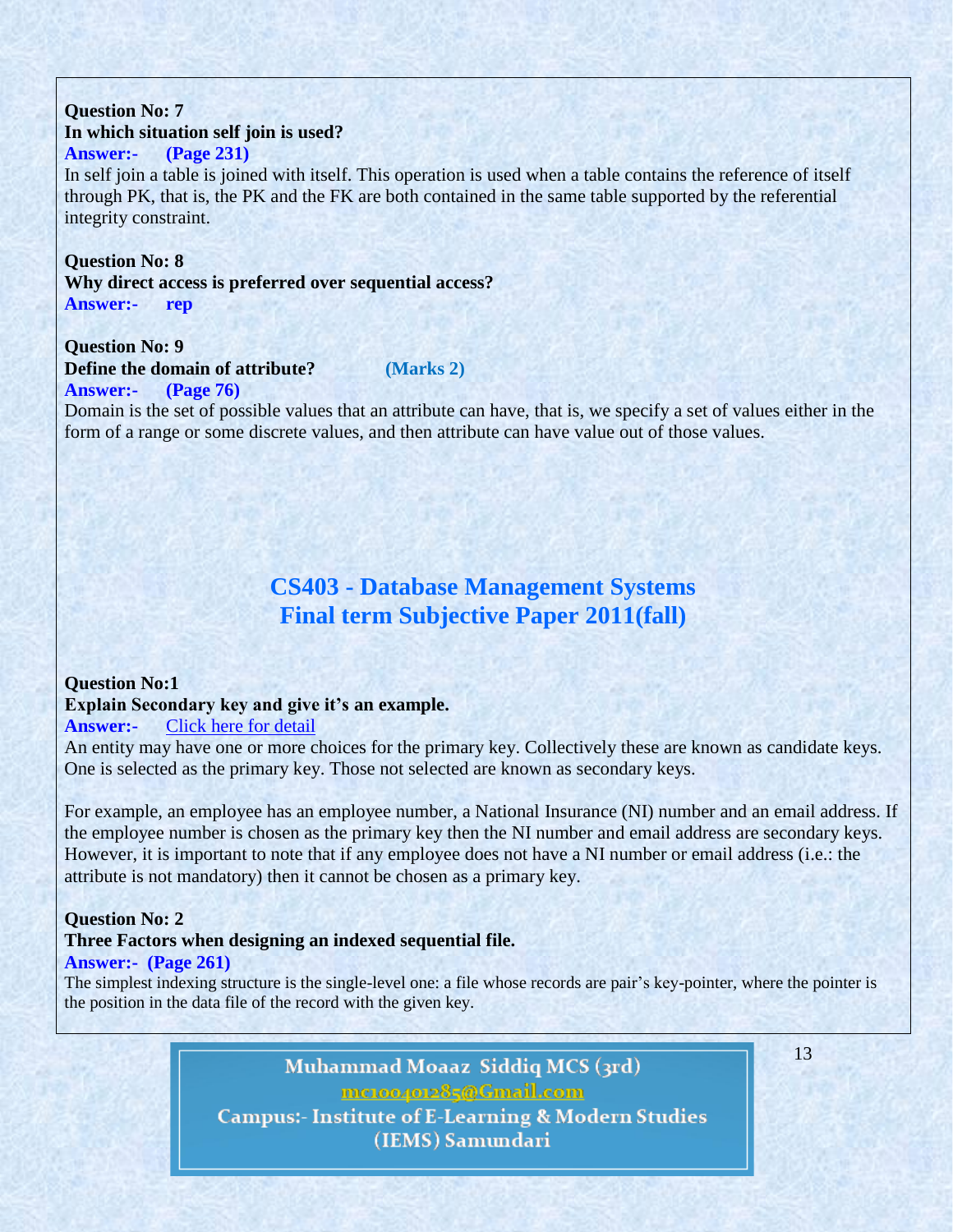**Question No: 7**

**In which situation self join is used?**

**Answer:- (Page 231)**

In self join a table is joined with itself. This operation is used when a table contains the reference of itself through PK, that is, the PK and the FK are both contained in the same table supported by the referential integrity constraint.

**Question No: 8**

**Why direct access is preferred over sequential access?**

**Answer:- rep**

**Question No: 9**

**Define the domain of attribute? (Marks 2)**

**Answer:- (Page 76)**

Domain is the set of possible values that an attribute can have, that is, we specify a set of values either in the form of a range or some discrete values, and then attribute can have value out of those values.

## CS403 - Database Management Systems
## Final term Subjective Paper 2011(fall)

**Question No:1**

**Explain Secondary key and give it's an example.**

**Answer:-** Click here for detail

An entity may have one or more choices for the primary key. Collectively these are known as candidate keys. One is selected as the primary key. Those not selected are known as secondary keys.

For example, an employee has an employee number, a National Insurance (NI) number and an email address. If the employee number is chosen as the primary key then the NI number and email address are secondary keys. However, it is important to note that if any employee does not have a NI number or email address (i.e.: the attribute is not mandatory) then it cannot be chosen as a primary key.

**Question No: 2**

**Three Factors when designing an indexed sequential file.**

**Answer:- (Page 261)**

The simplest indexing structure is the single-level one: a file whose records are pair's key-pointer, where the pointer is the position in the data file of the record with the given key.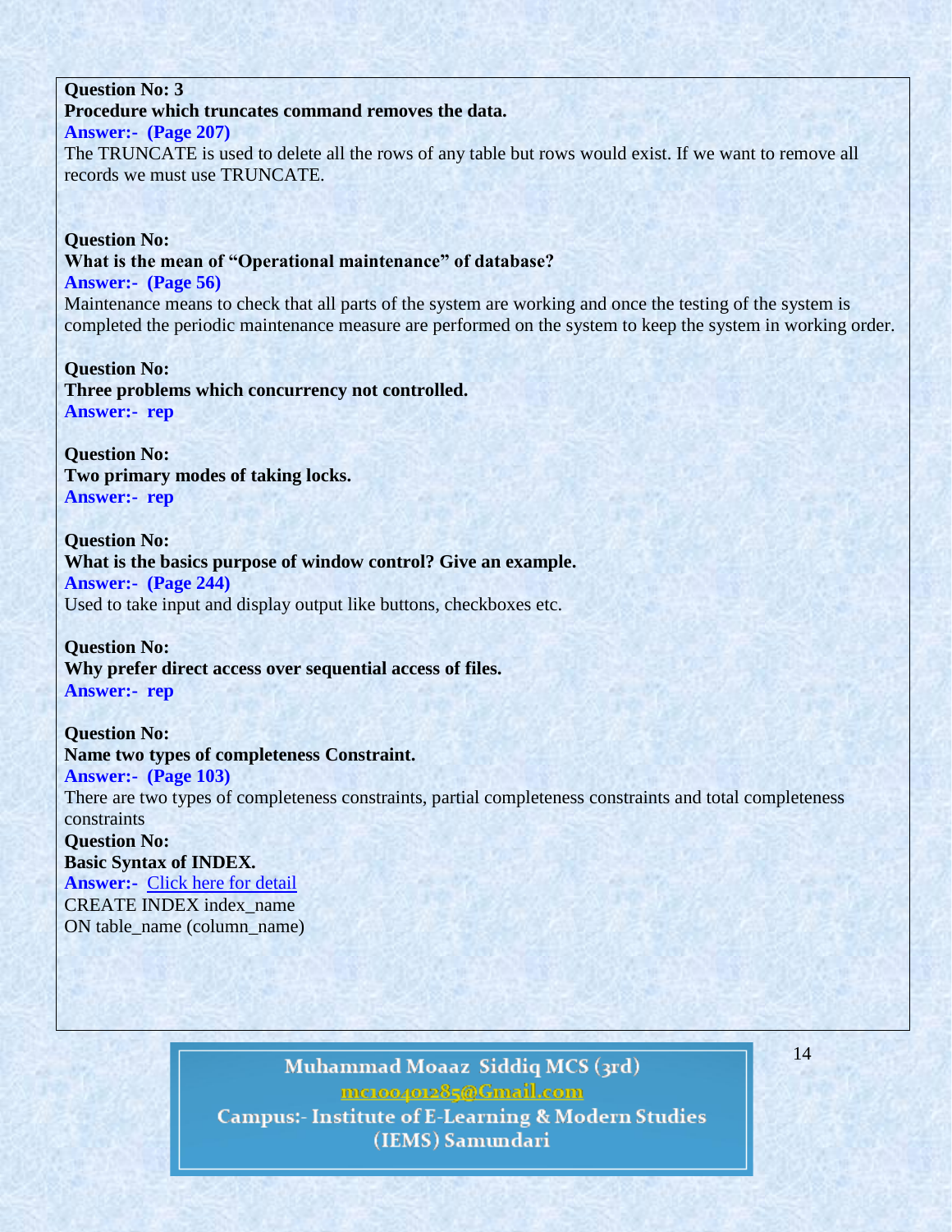**Question No: 3**
**Procedure which truncates command removes the data.**
**Answer:- (Page 207)**
The TRUNCATE is used to delete all the rows of any table but rows would exist. If we want to remove all records we must use TRUNCATE.

**Question No:**
**What is the mean of "Operational maintenance" of database?**
**Answer:- (Page 56)**
Maintenance means to check that all parts of the system are working and once the testing of the system is completed the periodic maintenance measure are performed on the system to keep the system in working order.

**Question No:**
**Three problems which concurrency not controlled.**
**Answer:- rep**

**Question No:**
**Two primary modes of taking locks.**
**Answer:- rep**

**Question No:**
**What is the basics purpose of window control? Give an example.**
**Answer:- (Page 244)**
Used to take input and display output like buttons, checkboxes etc.

**Question No:**
**Why prefer direct access over sequential access of files.**
**Answer:- rep**

**Question No:**
**Name two types of completeness Constraint.**
**Answer:- (Page 103)**
There are two types of completeness constraints, partial completeness constraints and total completeness constraints

**Question No:**
**Basic Syntax of INDEX.**
**Answer:-** Click here for detail
CREATE INDEX index_name
ON table_name (column_name)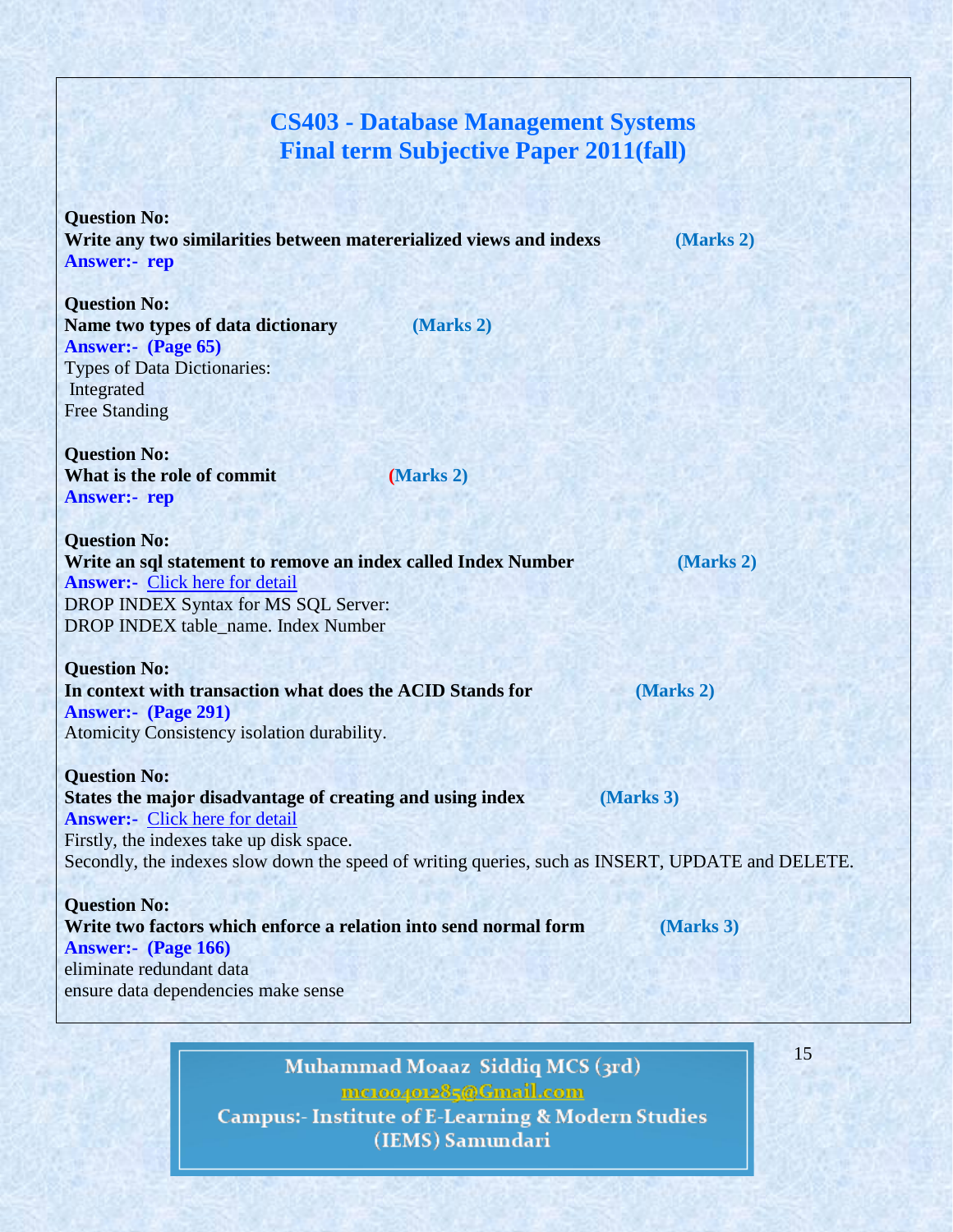# CS403 - Database Management Systems
## Final term Subjective Paper 2011(fall)

**Question No:**
**Write any two similarities between matererialized views and indexs** **(Marks 2)**
**Answer:- rep**

**Question No:**
**Name two types of data dictionary** **(Marks 2)**
**Answer:- (Page 65)**
Types of Data Dictionaries:
Integrated
Free Standing

**Question No:**
**What is the role of commit** **(Marks 2)**
**Answer:- rep**

**Question No:**
**Write an sql statement to remove an index called Index Number** **(Marks 2)**
**Answer:-** Click here for detail
DROP INDEX Syntax for MS SQL Server:
DROP INDEX table_name. Index Number

**Question No:**
**In context with transaction what does the ACID Stands for** **(Marks 2)**
**Answer:- (Page 291)**
Atomicity Consistency isolation durability.

**Question No:**
**States the major disadvantage of creating and using index** **(Marks 3)**
**Answer:-** Click here for detail
Firstly, the indexes take up disk space.
Secondly, the indexes slow down the speed of writing queries, such as INSERT, UPDATE and DELETE.

**Question No:**
**Write two factors which enforce a relation into send normal form** **(Marks 3)**
**Answer:- (Page 166)**
eliminate redundant data
ensure data dependencies make sense

Muhammad Moaaz Siddiq MCS (3rd)
mc100401285@Gmail.com
Campus:- Institute of E-Learning & Modern Studies (IEMS) Samundari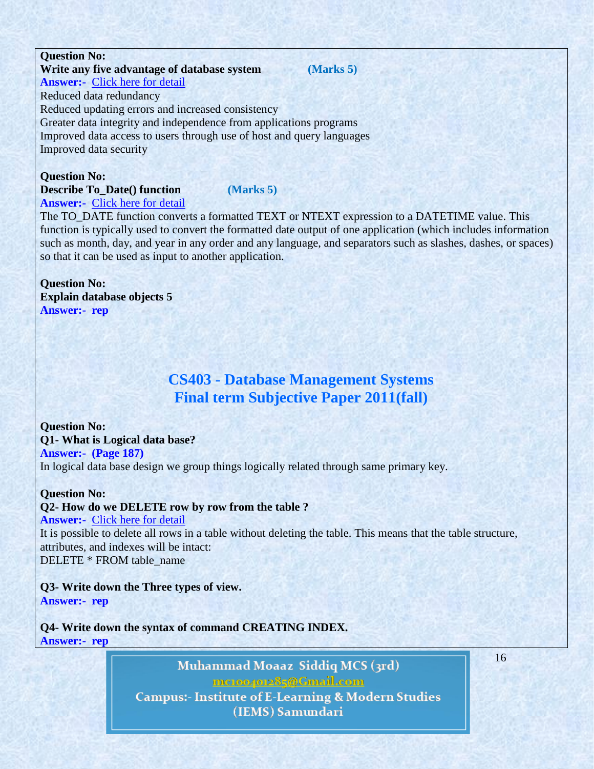**Question No:**

**Write any five advantage of database system** **(Marks 5)**

**Answer:-** Click here for detail

Reduced data redundancy

Reduced updating errors and increased consistency

Greater data integrity and independence from applications programs

Improved data access to users through use of host and query languages

Improved data security

**Question No:**

**Describe To_Date() function** **(Marks 5)**

**Answer:-** Click here for detail

The TO_DATE function converts a formatted TEXT or NTEXT expression to a DATETIME value. This function is typically used to convert the formatted date output of one application (which includes information such as month, day, and year in any order and any language, and separators such as slashes, dashes, or spaces) so that it can be used as input to another application.

**Question No:**

**Explain database objects 5**

**Answer:- rep**

## CS403 - Database Management Systems
## Final term Subjective Paper 2011(fall)

**Question No:**

**Q1- What is Logical data base?**

**Answer:- (Page 187)**

In logical data base design we group things logically related through same primary key.

**Question No:**

**Q2- How do we DELETE row by row from the table ?**

**Answer:-** Click here for detail

It is possible to delete all rows in a table without deleting the table. This means that the table structure, attributes, and indexes will be intact:

DELETE * FROM table_name

**Q3- Write down the Three types of view.**

**Answer:- rep**

**Q4- Write down the syntax of command CREATING INDEX.**

**Answer:- rep**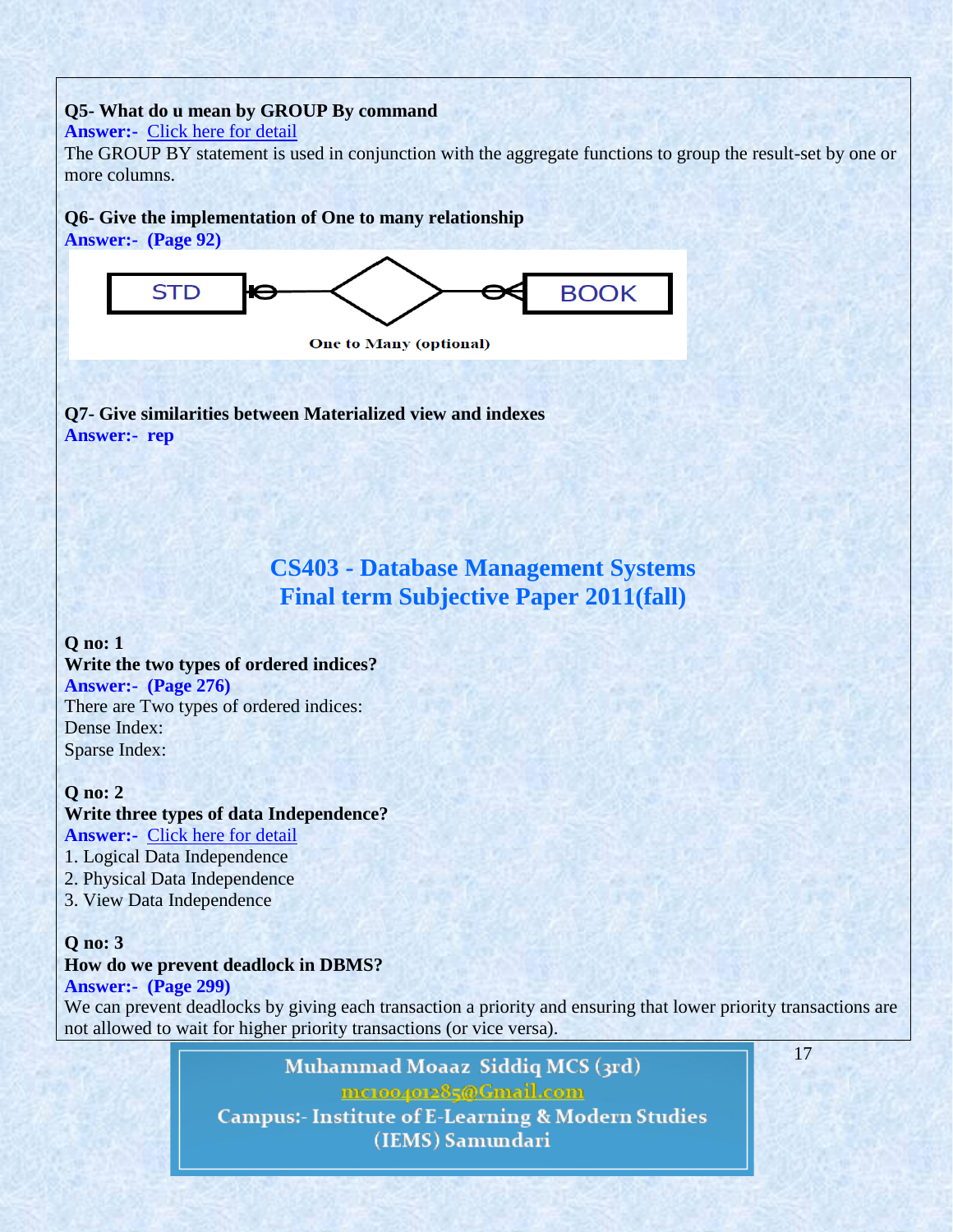**Q5- What do u mean by GROUP By command**
**Answer:-** Click here for detail
The GROUP BY statement is used in conjunction with the aggregate functions to group the result-set by one or more columns.

**Q6- Give the implementation of One to many relationship**
**Answer:- (Page 92)**

STD —— BOOK

One to Many (optional)

**Q7- Give similarities between Materialized view and indexes**
**Answer:- rep**

## CS403 - Database Management Systems
## Final term Subjective Paper 2011(fall)

**Q no: 1**
**Write the two types of ordered indices?**
**Answer:- (Page 276)**
There are Two types of ordered indices:
Dense Index:
Sparse Index:

**Q no: 2**
**Write three types of data Independence?**
**Answer:-** Click here for detail
1. Logical Data Independence
2. Physical Data Independence
3. View Data Independence

**Q no: 3**
**How do we prevent deadlock in DBMS?**
**Answer:- (Page 299)**
We can prevent deadlocks by giving each transaction a priority and ensuring that lower priority transactions are not allowed to wait for higher priority transactions (or vice versa).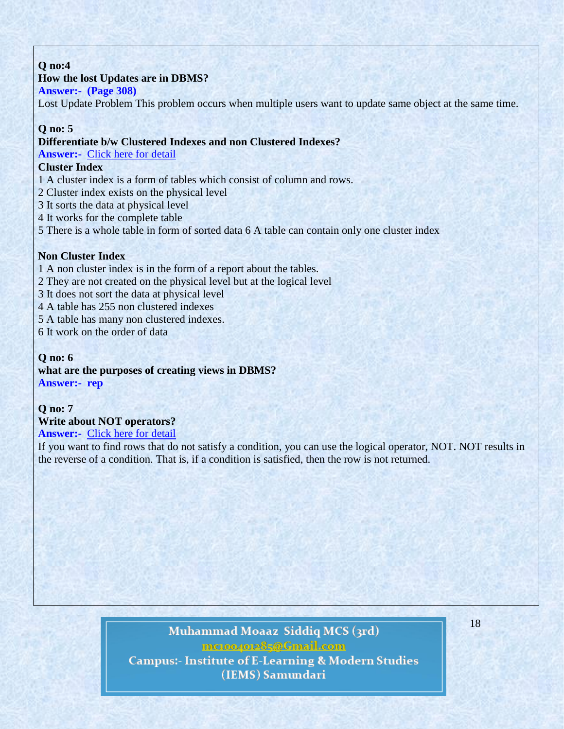**Q no:4**

**How the lost Updates are in DBMS?**

**Answer:- (Page 308)**

Lost Update Problem This problem occurs when multiple users want to update same object at the same time.

**Q no: 5**

**Differentiate b/w Clustered Indexes and non Clustered Indexes?**

**Answer:-** Click here for detail

**Cluster Index**

1 A cluster index is a form of tables which consist of column and rows.
2 Cluster index exists on the physical level
3 It sorts the data at physical level
4 It works for the complete table
5 There is a whole table in form of sorted data 6 A table can contain only one cluster index

**Non Cluster Index**

1 A non cluster index is in the form of a report about the tables.
2 They are not created on the physical level but at the logical level
3 It does not sort the data at physical level
4 A table has 255 non clustered indexes
5 A table has many non clustered indexes.
6 It work on the order of data

**Q no: 6**

**what are the purposes of creating views in DBMS?**

**Answer:- rep**

**Q no: 7**

**Write about NOT operators?**

**Answer:-** Click here for detail

If you want to find rows that do not satisfy a condition, you can use the logical operator, NOT. NOT results in the reverse of a condition. That is, if a condition is satisfied, then the row is not returned.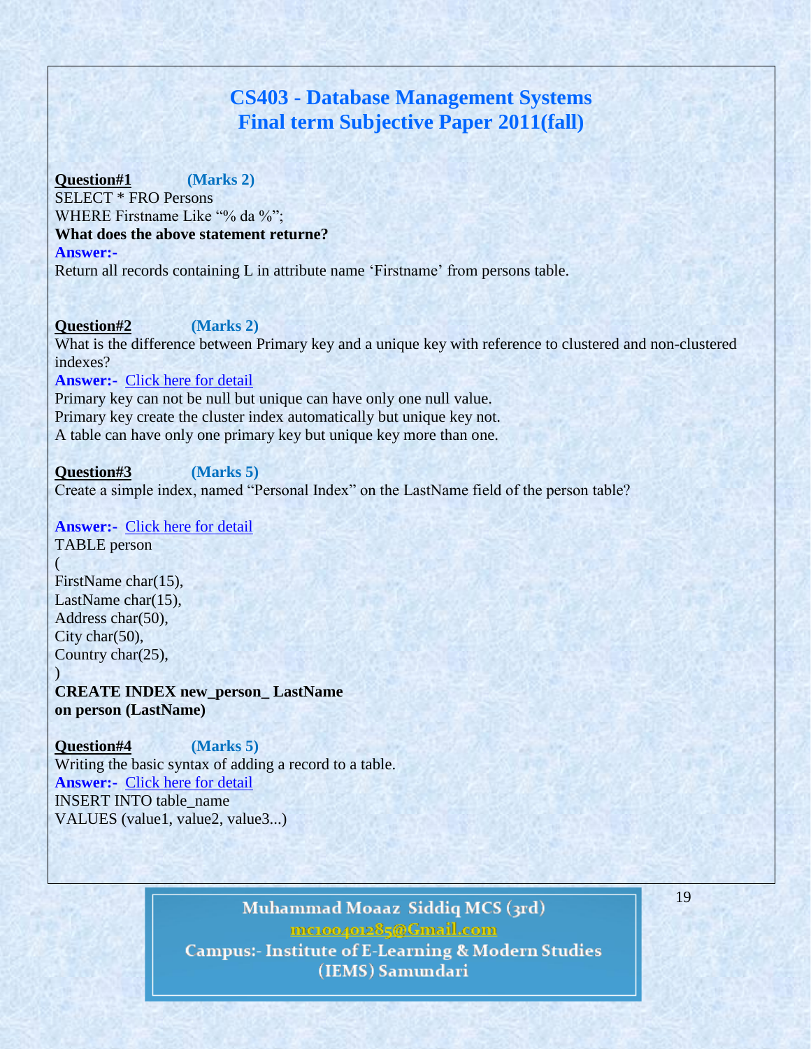# CS403 - Database Management Systems
# Final term Subjective Paper 2011(fall)

**Question#1** **(Marks 2)**

SELECT * FRO Persons
WHERE Firstname Like "% da %";

**What does the above statement returne?**

**Answer:-**

Return all records containing L in attribute name 'Firstname' from persons table.

**Question#2** **(Marks 2)**

What is the difference between Primary key and a unique key with reference to clustered and non-clustered indexes?

**Answer:-** Click here for detail

Primary key can not be null but unique can have only one null value.
Primary key create the cluster index automatically but unique key not.
A table can have only one primary key but unique key more than one.

**Question#3** **(Marks 5)**

Create a simple index, named "Personal Index" on the LastName field of the person table?

**Answer:-** Click here for detail

TABLE person
(
FirstName char(15),
LastName char(15),
Address char(50),
City char(50),
Country char(25),
)
**CREATE INDEX new_person_ LastName**
**on person (LastName)**

**Question#4** **(Marks 5)**

Writing the basic syntax of adding a record to a table.

**Answer:-** Click here for detail

INSERT INTO table_name
VALUES (value1, value2, value3...)

Muhammad Moaaz Siddiq MCS (3rd)
mc100401285@Gmail.com
Campus:- Institute of E-Learning & Modern Studies
(IEMS) Samundari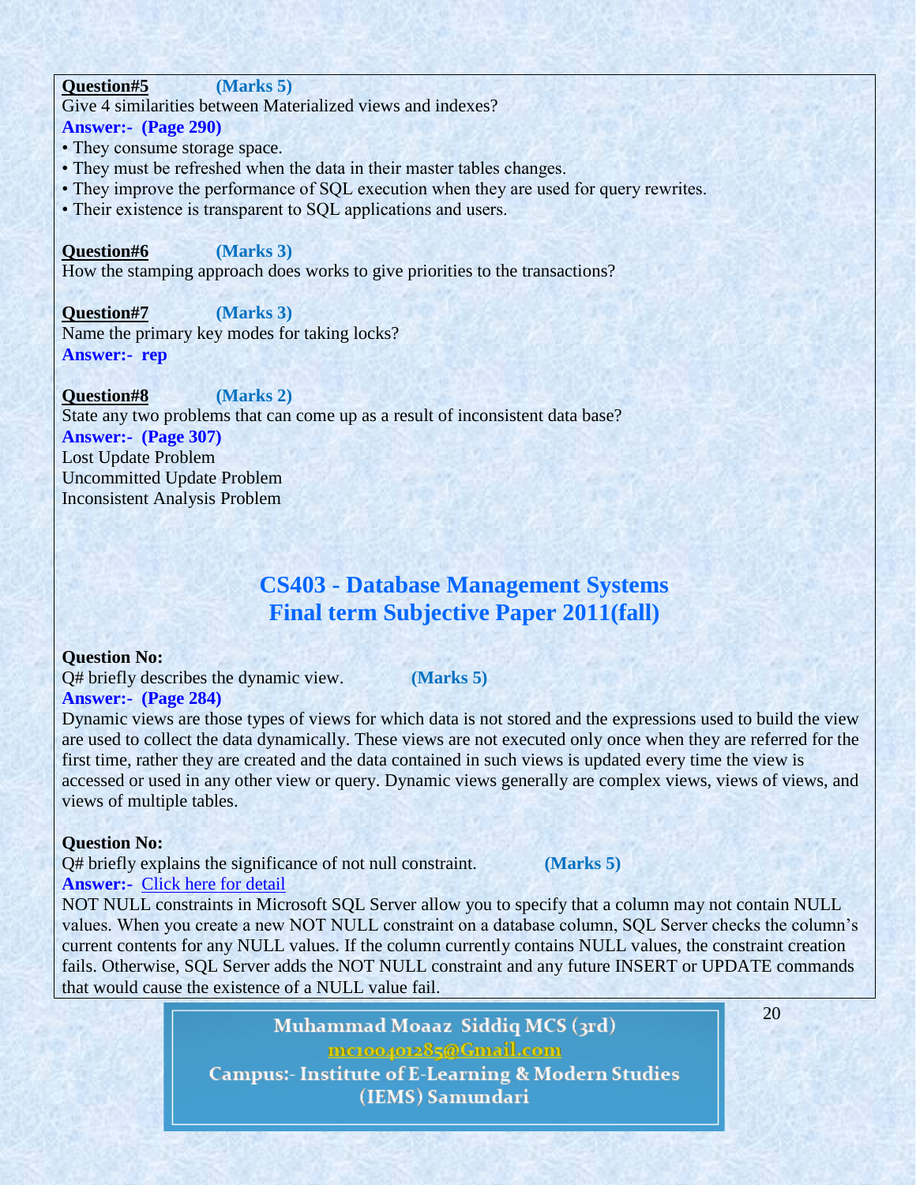**Question#5** **(Marks 5)**
Give 4 similarities between Materialized views and indexes?
**Answer:- (Page 290)**

- They consume storage space.
- They must be refreshed when the data in their master tables changes.
- They improve the performance of SQL execution when they are used for query rewrites.
- Their existence is transparent to SQL applications and users.

**Question#6** **(Marks 3)**
How the stamping approach does works to give priorities to the transactions?

**Question#7** **(Marks 3)**
Name the primary key modes for taking locks?
**Answer:- rep**

**Question#8** **(Marks 2)**
State any two problems that can come up as a result of inconsistent data base?
**Answer:- (Page 307)**
Lost Update Problem
Uncommitted Update Problem
Inconsistent Analysis Problem

## CS403 - Database Management Systems
## Final term Subjective Paper 2011(fall)

**Question No:**
Q# briefly describes the dynamic view. **(Marks 5)**
**Answer:- (Page 284)**
Dynamic views are those types of views for which data is not stored and the expressions used to build the view are used to collect the data dynamically. These views are not executed only once when they are referred for the first time, rather they are created and the data contained in such views is updated every time the view is accessed or used in any other view or query. Dynamic views generally are complex views, views of views, and views of multiple tables.

**Question No:**
Q# briefly explains the significance of not null constraint. **(Marks 5)**
**Answer:-** Click here for detail
NOT NULL constraints in Microsoft SQL Server allow you to specify that a column may not contain NULL values. When you create a new NOT NULL constraint on a database column, SQL Server checks the column's current contents for any NULL values. If the column currently contains NULL values, the constraint creation fails. Otherwise, SQL Server adds the NOT NULL constraint and any future INSERT or UPDATE commands that would cause the existence of a NULL value fail.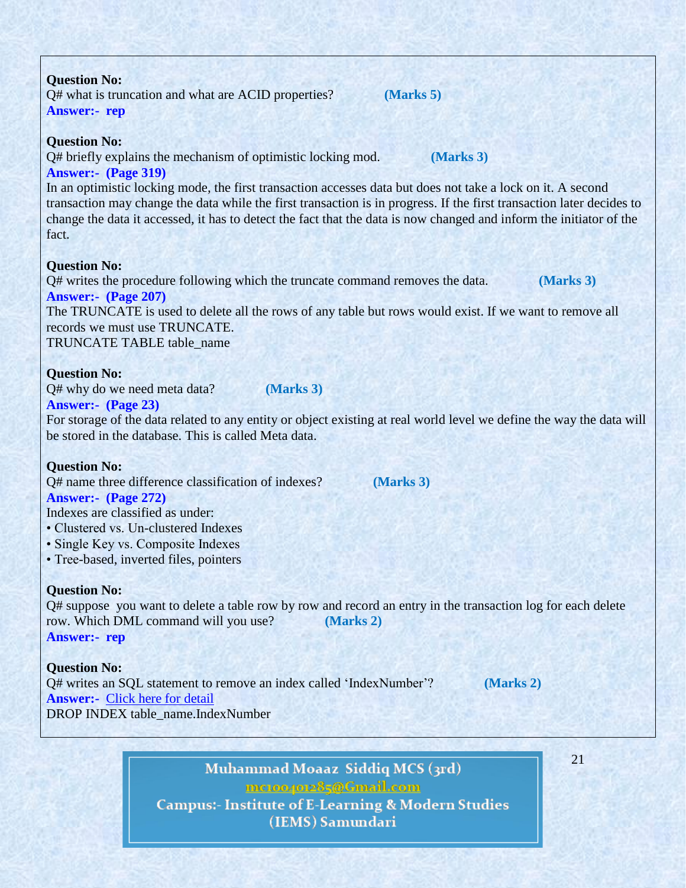**Question No:**
Q# what is truncation and what are ACID properties? **(Marks 5)**
**Answer:- rep**

**Question No:**
Q# briefly explains the mechanism of optimistic locking mod. **(Marks 3)**
**Answer:- (Page 319)**
In an optimistic locking mode, the first transaction accesses data but does not take a lock on it. A second transaction may change the data while the first transaction is in progress. If the first transaction later decides to change the data it accessed, it has to detect the fact that the data is now changed and inform the initiator of the fact.

**Question No:**
Q# writes the procedure following which the truncate command removes the data. **(Marks 3)**
**Answer:- (Page 207)**
The TRUNCATE is used to delete all the rows of any table but rows would exist. If we want to remove all records we must use TRUNCATE.
TRUNCATE TABLE table_name

**Question No:**
Q# why do we need meta data? **(Marks 3)**
**Answer:- (Page 23)**
For storage of the data related to any entity or object existing at real world level we define the way the data will be stored in the database. This is called Meta data.

**Question No:**
Q# name three difference classification of indexes? **(Marks 3)**
**Answer:- (Page 272)**
Indexes are classified as under:
- Clustered vs. Un-clustered Indexes
- Single Key vs. Composite Indexes
- Tree-based, inverted files, pointers

**Question No:**
Q# suppose you want to delete a table row by row and record an entry in the transaction log for each delete row. Which DML command will you use? **(Marks 2)**
**Answer:- rep**

**Question No:**
Q# writes an SQL statement to remove an index called 'IndexNumber'? **(Marks 2)**
**Answer:-** Click here for detail
DROP INDEX table_name.IndexNumber

Muhammad Moaaz Siddiq MCS (3rd)
mc100401285@Gmail.com
Campus:- Institute of E-Learning & Modern Studies (IEMS) Samundari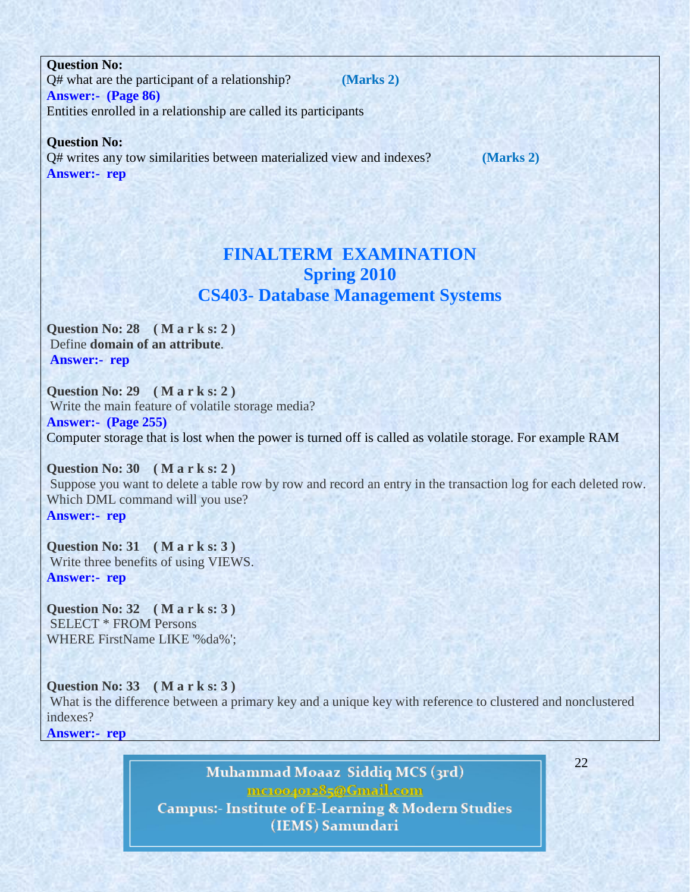**Question No:**
Q# what are the participant of a relationship? **(Marks 2)**
**Answer:- (Page 86)**
Entities enrolled in a relationship are called its participants

**Question No:**
Q# writes any tow similarities between materialized view and indexes? **(Marks 2)**
**Answer:- rep**

## FINALTERM EXAMINATION
## Spring 2010
## CS403- Database Management Systems

**Question No: 28 ( M a r k s: 2 )**
Define **domain of an attribute**.
**Answer:- rep**

**Question No: 29 ( M a r k s: 2 )**
Write the main feature of volatile storage media?
**Answer:- (Page 255)**
Computer storage that is lost when the power is turned off is called as volatile storage. For example RAM

**Question No: 30 ( M a r k s: 2 )**
Suppose you want to delete a table row by row and record an entry in the transaction log for each deleted row. Which DML command will you use?
**Answer:- rep**

**Question No: 31 ( M a r k s: 3 )**
Write three benefits of using VIEWS.
**Answer:- rep**

**Question No: 32 ( M a r k s: 3 )**
SELECT * FROM Persons
WHERE FirstName LIKE '%da%';

**Question No: 33 ( M a r k s: 3 )**
What is the difference between a primary key and a unique key with reference to clustered and nonclustered indexes?
**Answer:- rep**

Muhammad Moaaz Siddiq MCS (3rd)
mc100401285@Gmail.com
Campus:- Institute of E-Learning & Modern Studies (IEMS) Samundari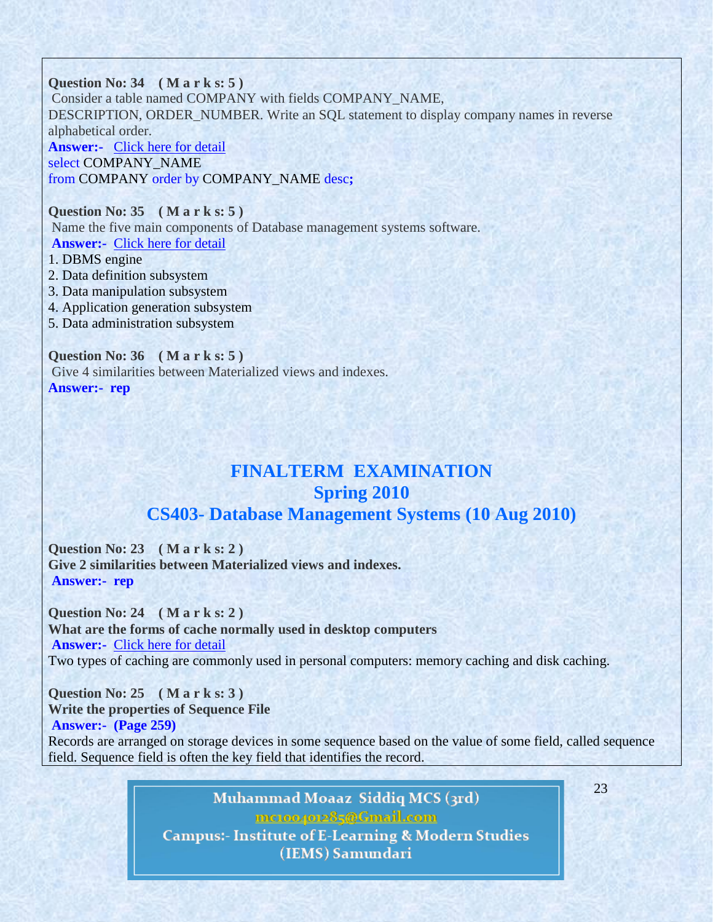**Question No: 34 ( M a r k s: 5 )**
Consider a table named COMPANY with fields COMPANY_NAME, DESCRIPTION, ORDER_NUMBER. Write an SQL statement to display company names in reverse alphabetical order.

**Answer:-** Click here for detail

```
select COMPANY_NAME
from COMPANY order by COMPANY_NAME desc;
```

**Question No: 35 ( M a r k s: 5 )**
Name the five main components of Database management systems software.

**Answer:-** Click here for detail

1. DBMS engine
2. Data definition subsystem
3. Data manipulation subsystem
4. Application generation subsystem
5. Data administration subsystem

**Question No: 36 ( M a r k s: 5 )**
Give 4 similarities between Materialized views and indexes.

**Answer:- rep**

# FINALTERM EXAMINATION
## Spring 2010
## CS403- Database Management Systems (10 Aug 2010)

**Question No: 23 ( M a r k s: 2 )**
**Give 2 similarities between Materialized views and indexes.**

**Answer:- rep**

**Question No: 24 ( M a r k s: 2 )**
**What are the forms of cache normally used in desktop computers**

**Answer:-** Click here for detail

Two types of caching are commonly used in personal computers: memory caching and disk caching.

**Question No: 25 ( M a r k s: 3 )**
**Write the properties of Sequence File**

**Answer:- (Page 259)**

Records are arranged on storage devices in some sequence based on the value of some field, called sequence field. Sequence field is often the key field that identifies the record.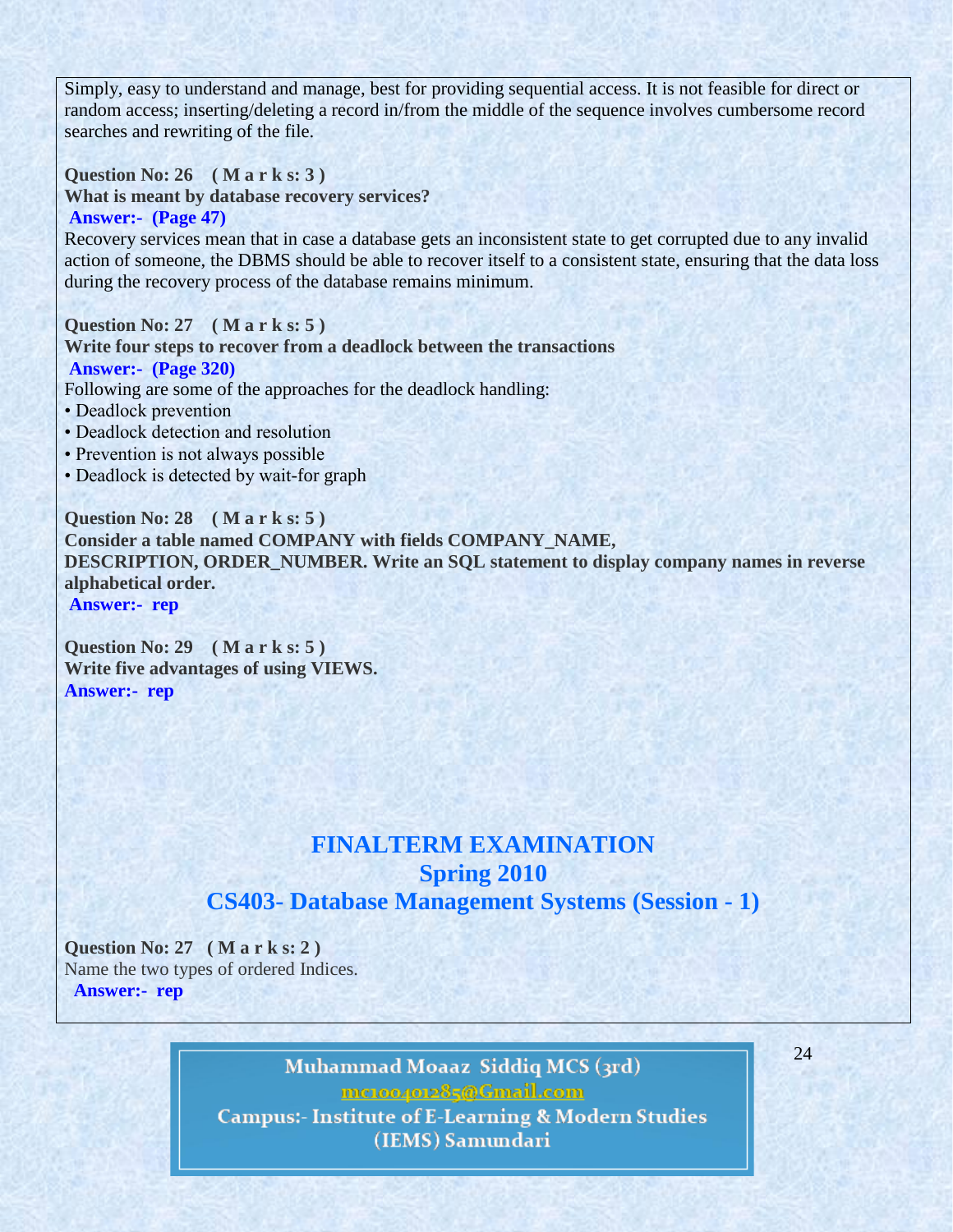Simply, easy to understand and manage, best for providing sequential access. It is not feasible for direct or random access; inserting/deleting a record in/from the middle of the sequence involves cumbersome record searches and rewriting of the file.

**Question No: 26 ( M a r k s: 3 )**
**What is meant by database recovery services?**
**Answer:- (Page 47)**
Recovery services mean that in case a database gets an inconsistent state to get corrupted due to any invalid action of someone, the DBMS should be able to recover itself to a consistent state, ensuring that the data loss during the recovery process of the database remains minimum.

**Question No: 27 ( M a r k s: 5 )**
**Write four steps to recover from a deadlock between the transactions**
**Answer:- (Page 320)**
Following are some of the approaches for the deadlock handling:
- Deadlock prevention
- Deadlock detection and resolution
- Prevention is not always possible
- Deadlock is detected by wait-for graph

**Question No: 28 ( M a r k s: 5 )**
**Consider a table named COMPANY with fields COMPANY_NAME, DESCRIPTION, ORDER_NUMBER. Write an SQL statement to display company names in reverse alphabetical order.**
**Answer:- rep**

**Question No: 29 ( M a r k s: 5 )**
**Write five advantages of using VIEWS.**
**Answer:- rep**

# FINALTERM EXAMINATION
## Spring 2010
## CS403- Database Management Systems (Session - 1)

**Question No: 27 ( M a r k s: 2 )**
Name the two types of ordered Indices.
**Answer:- rep**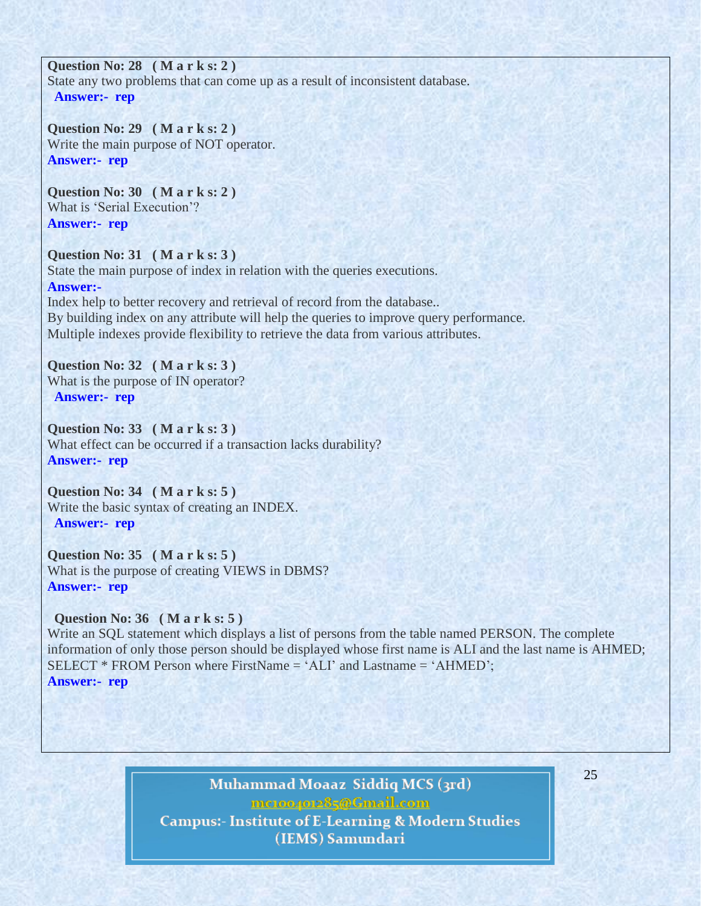**Question No: 28 ( M a r k s: 2 )**
State any two problems that can come up as a result of inconsistent database.
**Answer:- rep**

**Question No: 29 ( M a r k s: 2 )**
Write the main purpose of NOT operator.
**Answer:- rep**

**Question No: 30 ( M a r k s: 2 )**
What is 'Serial Execution'?
**Answer:- rep**

**Question No: 31 ( M a r k s: 3 )**
State the main purpose of index in relation with the queries executions.
**Answer:-**
Index help to better recovery and retrieval of record from the database..
By building index on any attribute will help the queries to improve query performance.
Multiple indexes provide flexibility to retrieve the data from various attributes.

**Question No: 32 ( M a r k s: 3 )**
What is the purpose of IN operator?
**Answer:- rep**

**Question No: 33 ( M a r k s: 3 )**
What effect can be occurred if a transaction lacks durability?
**Answer:- rep**

**Question No: 34 ( M a r k s: 5 )**
Write the basic syntax of creating an INDEX.
**Answer:- rep**

**Question No: 35 ( M a r k s: 5 )**
What is the purpose of creating VIEWS in DBMS?
**Answer:- rep**

**Question No: 36 ( M a r k s: 5 )**
Write an SQL statement which displays a list of persons from the table named PERSON. The complete information of only those person should be displayed whose first name is ALI and the last name is AHMED;
SELECT * FROM Person where FirstName = 'ALI' and Lastname = 'AHMED';
**Answer:- rep**

Muhammad Moaaz Siddiq MCS (3rd)
mc100401285@Gmail.com
Campus:- Institute of E-Learning & Modern Studies (IEMS) Samundari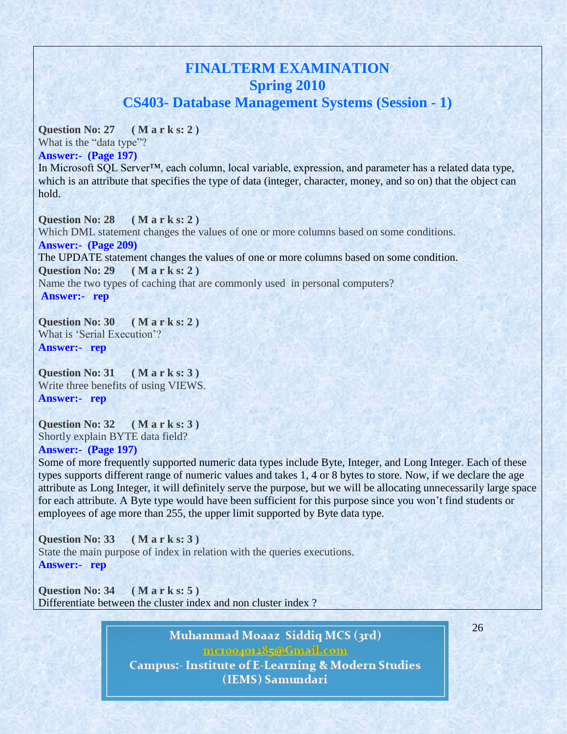# FINALTERM EXAMINATION
## Spring 2010
## CS403- Database Management Systems (Session - 1)

**Question No: 27 ( M a r k s: 2 )**
What is the "data type"?
**Answer:- (Page 197)**
In Microsoft SQL Server™, each column, local variable, expression, and parameter has a related data type, which is an attribute that specifies the type of data (integer, character, money, and so on) that the object can hold.

**Question No: 28 ( M a r k s: 2 )**
Which DML statement changes the values of one or more columns based on some conditions.
**Answer:- (Page 209)**
The UPDATE statement changes the values of one or more columns based on some condition.
**Question No: 29 ( M a r k s: 2 )**
Name the two types of caching that are commonly used in personal computers?
**Answer:- rep**

**Question No: 30 ( M a r k s: 2 )**
What is 'Serial Execution'?
**Answer:- rep**

**Question No: 31 ( M a r k s: 3 )**
Write three benefits of using VIEWS.
**Answer:- rep**

**Question No: 32 ( M a r k s: 3 )**
Shortly explain BYTE data field?
**Answer:- (Page 197)**
Some of more frequently supported numeric data types include Byte, Integer, and Long Integer. Each of these types supports different range of numeric values and takes 1, 4 or 8 bytes to store. Now, if we declare the age attribute as Long Integer, it will definitely serve the purpose, but we will be allocating unnecessarily large space for each attribute. A Byte type would have been sufficient for this purpose since you won't find students or employees of age more than 255, the upper limit supported by Byte data type.

**Question No: 33 ( M a r k s: 3 )**
State the main purpose of index in relation with the queries executions.
**Answer:- rep**

**Question No: 34 ( M a r k s: 5 )**
Differentiate between the cluster index and non cluster index ?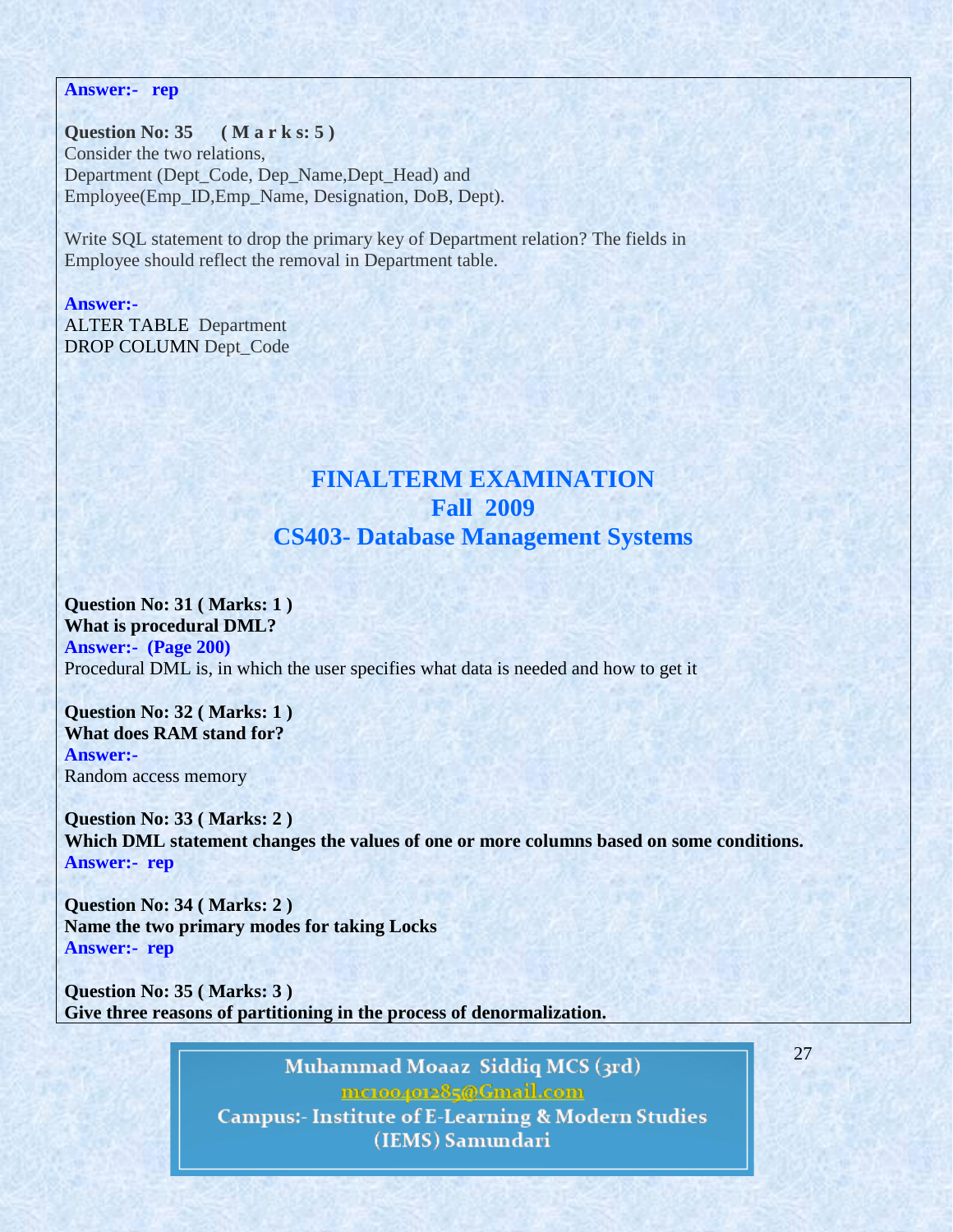**Answer:- rep**

**Question No: 35 ( M a r k s: 5 )**

Consider the two relations,
Department (Dept_Code, Dep_Name,Dept_Head) and
Employee(Emp_ID,Emp_Name, Designation, DoB, Dept).

Write SQL statement to drop the primary key of Department relation? The fields in Employee should reflect the removal in Department table.

**Answer:-**

ALTER TABLE Department
DROP COLUMN Dept_Code

## FINALTERM EXAMINATION
## Fall 2009
## CS403- Database Management Systems

**Question No: 31 ( Marks: 1 )**
**What is procedural DML?**
**Answer:- (Page 200)**
Procedural DML is, in which the user specifies what data is needed and how to get it

**Question No: 32 ( Marks: 1 )**
**What does RAM stand for?**
**Answer:-**
Random access memory

**Question No: 33 ( Marks: 2 )**
**Which DML statement changes the values of one or more columns based on some conditions.**
**Answer:- rep**

**Question No: 34 ( Marks: 2 )**
**Name the two primary modes for taking Locks**
**Answer:- rep**

**Question No: 35 ( Marks: 3 )**
**Give three reasons of partitioning in the process of denormalization.**

Muhammad Moaaz Siddiq MCS (3rd)
mc100401285@Gmail.com
Campus:- Institute of E-Learning & Modern Studies (IEMS) Samundari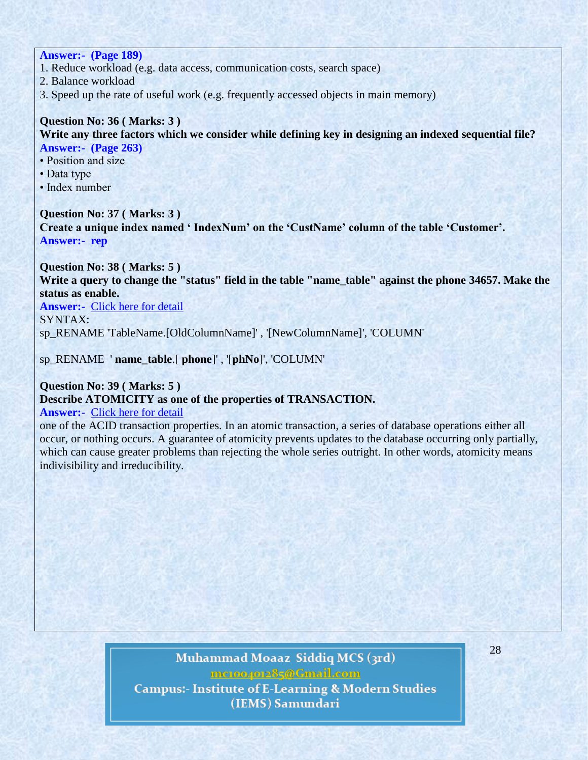**Answer:- (Page 189)**

1. Reduce workload (e.g. data access, communication costs, search space)
2. Balance workload
3. Speed up the rate of useful work (e.g. frequently accessed objects in main memory)

**Question No: 36 ( Marks: 3 )**

**Write any three factors which we consider while defining key in designing an indexed sequential file?**

**Answer:- (Page 263)**

- Position and size
- Data type
- Index number

**Question No: 37 ( Marks: 3 )**

**Create a unique index named ' IndexNum' on the 'CustName' column of the table 'Customer'.**

**Answer:- rep**

**Question No: 38 ( Marks: 5 )**

**Write a query to change the "status" field in the table "name_table" against the phone 34657. Make the status as enable.**

**Answer:-** Click here for detail

SYNTAX:

sp_RENAME 'TableName.[OldColumnName]' , '[NewColumnName]', 'COLUMN'

sp_RENAME ' **name_table**.[ **phone**]' , '[**phNo**]', 'COLUMN'

**Question No: 39 ( Marks: 5 )**

**Describe ATOMICITY as one of the properties of TRANSACTION.**

**Answer:-** Click here for detail

one of the ACID transaction properties. In an atomic transaction, a series of database operations either all occur, or nothing occurs. A guarantee of atomicity prevents updates to the database occurring only partially, which can cause greater problems than rejecting the whole series outright. In other words, atomicity means indivisibility and irreducibility.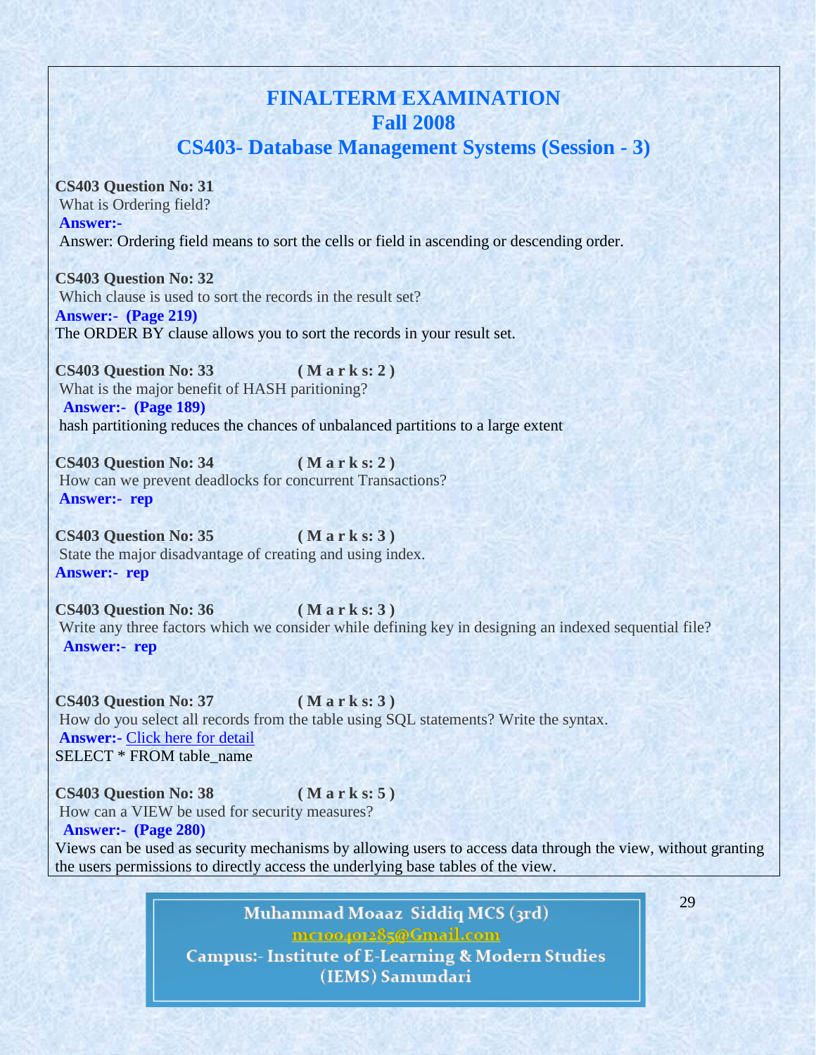# FINALTERM EXAMINATION
## Fall 2008
## CS403- Database Management Systems (Session - 3)

**CS403 Question No: 31**
What is Ordering field?
**Answer:-**
Answer: Ordering field means to sort the cells or field in ascending or descending order.

**CS403 Question No: 32**
Which clause is used to sort the records in the result set?
**Answer:- (Page 219)**
The ORDER BY clause allows you to sort the records in your result set.

**CS403 Question No: 33** **( M a r k s: 2 )**
What is the major benefit of HASH paritioning?
**Answer:- (Page 189)**
hash partitioning reduces the chances of unbalanced partitions to a large extent

**CS403 Question No: 34** **( M a r k s: 2 )**
How can we prevent deadlocks for concurrent Transactions?
**Answer:- rep**

**CS403 Question No: 35** **( M a r k s: 3 )**
State the major disadvantage of creating and using index.
**Answer:- rep**

**CS403 Question No: 36** **( M a r k s: 3 )**
Write any three factors which we consider while defining key in designing an indexed sequential file?
**Answer:- rep**

**CS403 Question No: 37** **( M a r k s: 3 )**
How do you select all records from the table using SQL statements? Write the syntax.
**Answer:-** Click here for detail
SELECT * FROM table_name

**CS403 Question No: 38** **( M a r k s: 5 )**
How can a VIEW be used for security measures?
**Answer:- (Page 280)**
Views can be used as security mechanisms by allowing users to access data through the view, without granting the users permissions to directly access the underlying base tables of the view.

Muhammad Moaaz Siddiq MCS (3rd)
mc100401285@Gmail.com
Campus:- Institute of E-Learning & Modern Studies (IEMS) Samundari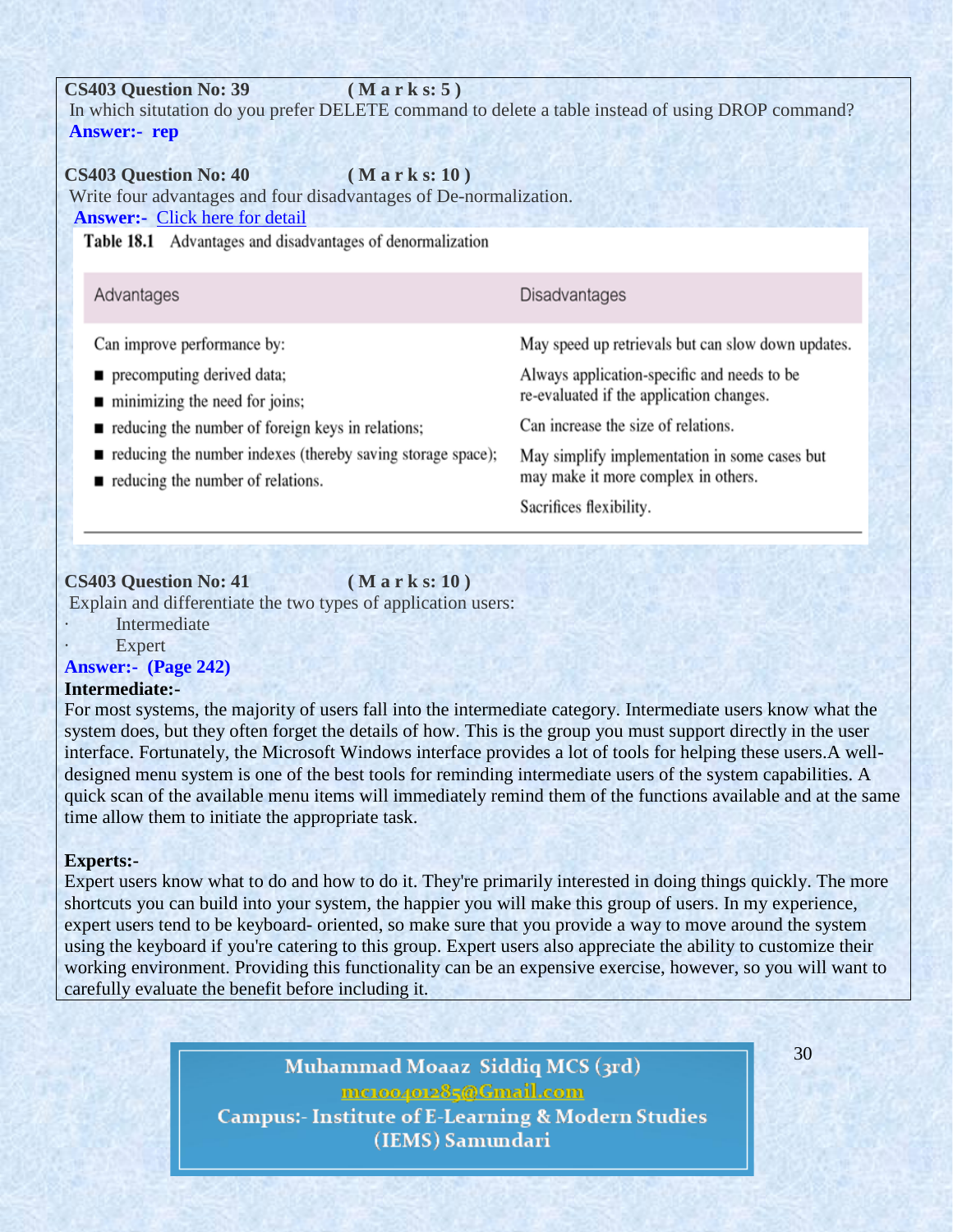**CS403 Question No: 39 ( M a r k s: 5 )**

In which situtation do you prefer DELETE command to delete a table instead of using DROP command?

**Answer:- rep**

**CS403 Question No: 40 ( M a r k s: 10 )**

Write four advantages and four disadvantages of De-normalization.

**Answer:-** Click here for detail

**Table 18.1** Advantages and disadvantages of denormalization

| Advantages | Disadvantages |
|---|---|
| Can improve performance by: | May speed up retrievals but can slow down updates. |
| ■ precomputing derived data; | Always application-specific and needs to be re-evaluated if the application changes. |
| ■ minimizing the need for joins; | |
| ■ reducing the number of foreign keys in relations; | Can increase the size of relations. |
| ■ reducing the number indexes (thereby saving storage space); | May simplify implementation in some cases but may make it more complex in others. |
| ■ reducing the number of relations. | |
| | Sacrifices flexibility. |

**CS403 Question No: 41 ( M a r k s: 10 )**

Explain and differentiate the two types of application users:

- Intermediate
- Expert

**Answer:- (Page 242)**

**Intermediate:-**

For most systems, the majority of users fall into the intermediate category. Intermediate users know what the system does, but they often forget the details of how. This is the group you must support directly in the user interface. Fortunately, the Microsoft Windows interface provides a lot of tools for helping these users.A well-designed menu system is one of the best tools for reminding intermediate users of the system capabilities. A quick scan of the available menu items will immediately remind them of the functions available and at the same time allow them to initiate the appropriate task.

**Experts:-**

Expert users know what to do and how to do it. They're primarily interested in doing things quickly. The more shortcuts you can build into your system, the happier you will make this group of users. In my experience, expert users tend to be keyboard- oriented, so make sure that you provide a way to move around the system using the keyboard if you're catering to this group. Expert users also appreciate the ability to customize their working environment. Providing this functionality can be an expensive exercise, however, so you will want to carefully evaluate the benefit before including it.

Muhammad Moaaz Siddiq MCS (3rd)
mc100401285@Gmail.com
Campus:- Institute of E-Learning & Modern Studies (IEMS) Samundari